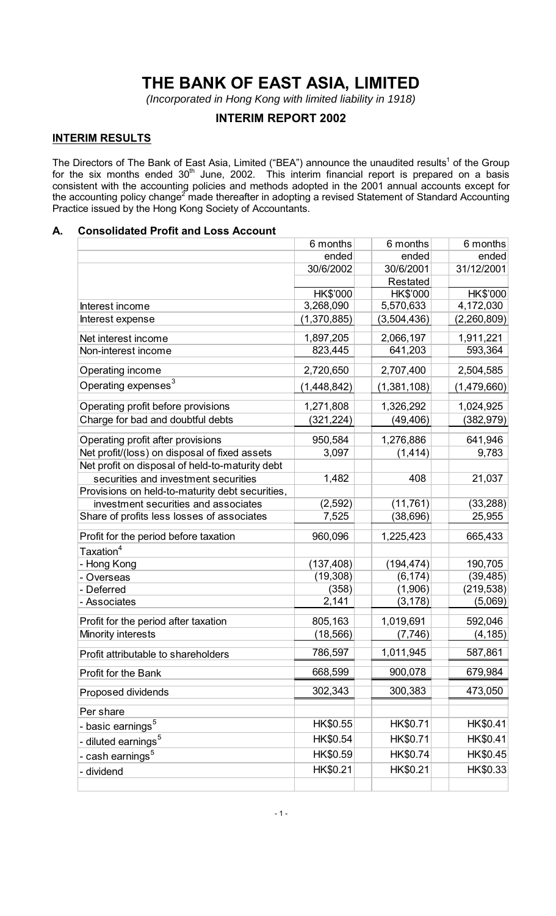# THE BANK OF EAST ASIA, LIMITED

*(Incorporated in Hong Kong with limited liability in 1918)*

## INTERIM REPORT 2002

### INTERIM RESULTS

The Directors of The Bank of East Asia, Limited ("BEA") announce the unaudited results[1] of the Group for the six months ended 30th June, 2002. This interim financial report is prepared on a basis consistent with the accounting policies and methods adopted in the 2001 annual accounts except for the accounting policy change[2] made thereafter in adopting a revised Statement of Standard Accounting Practice issued by the Hong Kong Society of Accountants.

### A. Consolidated Profit and Loss Account

| | 6 months ended 30/6/2002 | 6 months ended 30/6/2001 Restated | 6 months ended 31/12/2001 |
|---|---|---|---|
| | HK$'000 | HK$'000 | HK$'000 |
| Interest income | 3,268,090 | 5,570,633 | 4,172,030 |
| Interest expense | (1,370,885) | (3,504,436) | (2,260,809) |
| Net interest income | 1,897,205 | 2,066,197 | 1,911,221 |
| Non-interest income | 823,445 | 641,203 | 593,364 |
| Operating income | 2,720,650 | 2,707,400 | 2,504,585 |
| Operating expenses[3] | (1,448,842) | (1,381,108) | (1,479,660) |
| Operating profit before provisions | 1,271,808 | 1,326,292 | 1,024,925 |
| Charge for bad and doubtful debts | (321,224) | (49,406) | (382,979) |
| Operating profit after provisions | 950,584 | 1,276,886 | 641,946 |
| Net profit/(loss) on disposal of fixed assets | 3,097 | (1,414) | 9,783 |
| Net profit on disposal of held-to-maturity debt securities and investment securities | 1,482 | 408 | 21,037 |
| Provisions on held-to-maturity debt securities, investment securities and associates | (2,592) | (11,761) | (33,288) |
| Share of profits less losses of associates | 7,525 | (38,696) | 25,955 |
| Profit for the period before taxation | 960,096 | 1,225,423 | 665,433 |
| Taxation[4] | | | |
| - Hong Kong | (137,408) | (194,474) | 190,705 |
| - Overseas | (19,308) | (6,174) | (39,485) |
| - Deferred | (358) | (1,906) | (219,538) |
| - Associates | 2,141 | (3,178) | (5,069) |
| Profit for the period after taxation | 805,163 | 1,019,691 | 592,046 |
| Minority interests | (18,566) | (7,746) | (4,185) |
| Profit attributable to shareholders | 786,597 | 1,011,945 | 587,861 |
| Profit for the Bank | 668,599 | 900,078 | 679,984 |
| Proposed dividends | 302,343 | 300,383 | 473,050 |
| Per share | | | |
| - basic earnings[5] | HK$0.55 | HK$0.71 | HK$0.41 |
| - diluted earnings[5] | HK$0.54 | HK$0.71 | HK$0.41 |
| - cash earnings[5] | HK$0.59 | HK$0.74 | HK$0.45 |
| - dividend | HK$0.21 | HK$0.21 | HK$0.33 |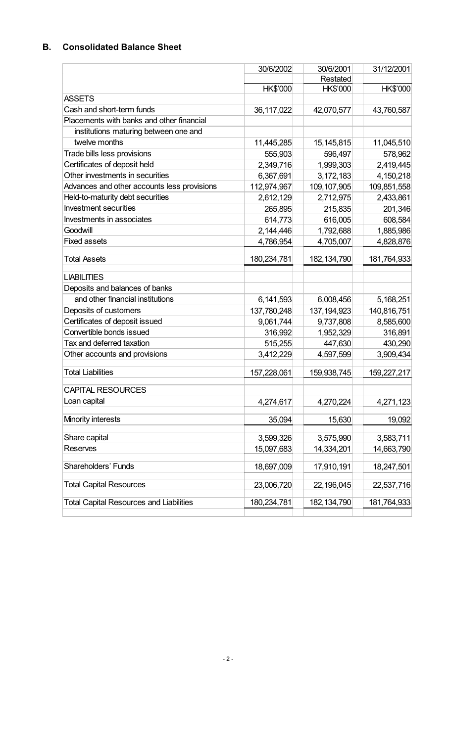## B. Consolidated Balance Sheet

| | 30/6/2002 | 30/6/2001 Restated | 31/12/2001 |
|---|---|---|---|
| | HK$'000 | HK$'000 | HK$'000 |
| ASSETS | | | |
| Cash and short-term funds | 36,117,022 | 42,070,577 | 43,760,587 |
| Placements with banks and other financial institutions maturing between one and twelve months | 11,445,285 | 15,145,815 | 11,045,510 |
| Trade bills less provisions | 555,903 | 596,497 | 578,962 |
| Certificates of deposit held | 2,349,716 | 1,999,303 | 2,419,445 |
| Other investments in securities | 6,367,691 | 3,172,183 | 4,150,218 |
| Advances and other accounts less provisions | 112,974,967 | 109,107,905 | 109,851,558 |
| Held-to-maturity debt securities | 2,612,129 | 2,712,975 | 2,433,861 |
| Investment securities | 265,895 | 215,835 | 201,346 |
| Investments in associates | 614,773 | 616,005 | 608,584 |
| Goodwill | 2,144,446 | 1,792,688 | 1,885,986 |
| Fixed assets | 4,786,954 | 4,705,007 | 4,828,876 |
| Total Assets | 180,234,781 | 182,134,790 | 181,764,933 |
| LIABILITIES | | | |
| Deposits and balances of banks and other financial institutions | 6,141,593 | 6,008,456 | 5,168,251 |
| Deposits of customers | 137,780,248 | 137,194,923 | 140,816,751 |
| Certificates of deposit issued | 9,061,744 | 9,737,808 | 8,585,600 |
| Convertible bonds issued | 316,992 | 1,952,329 | 316,891 |
| Tax and deferred taxation | 515,255 | 447,630 | 430,290 |
| Other accounts and provisions | 3,412,229 | 4,597,599 | 3,909,434 |
| Total Liabilities | 157,228,061 | 159,938,745 | 159,227,217 |
| CAPITAL RESOURCES | | | |
| Loan capital | 4,274,617 | 4,270,224 | 4,271,123 |
| Minority interests | 35,094 | 15,630 | 19,092 |
| Share capital | 3,599,326 | 3,575,990 | 3,583,711 |
| Reserves | 15,097,683 | 14,334,201 | 14,663,790 |
| Shareholders' Funds | 18,697,009 | 17,910,191 | 18,247,501 |
| Total Capital Resources | 23,006,720 | 22,196,045 | 22,537,716 |
| Total Capital Resources and Liabilities | 180,234,781 | 182,134,790 | 181,764,933 |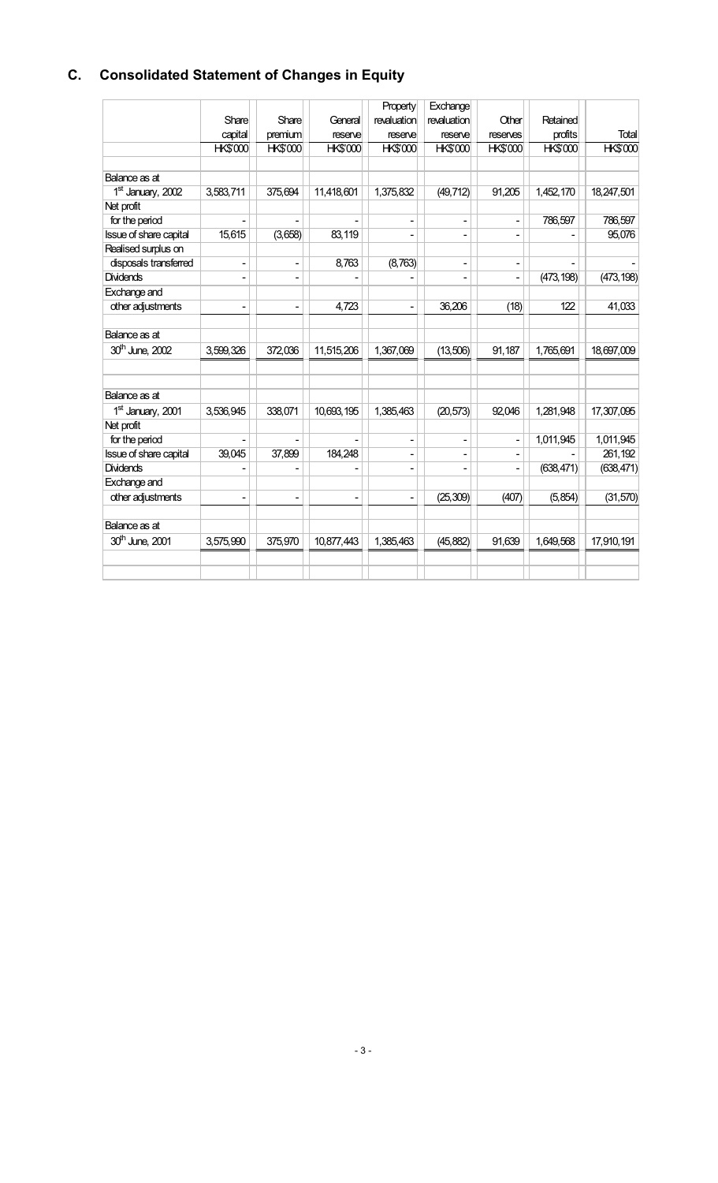## C. Consolidated Statement of Changes in Equity

| | Share capital | Share premium | General reserve | Property revaluation reserve | Exchange revaluation reserve | Other reserves | Retained profits | Total |
|---|---|---|---|---|---|---|---|---|
| | HK$'000 | HK$'000 | HK$'000 | HK$'000 | HK$'000 | HK$'000 | HK$'000 | HK$'000 |
| Balance as at 1st January, 2002 | 3,583,711 | 375,694 | 11,418,601 | 1,375,832 | (49,712) | 91,205 | 1,452,170 | 18,247,501 |
| Net profit for the period | - | - | - | - | - | - | 786,597 | 786,597 |
| Issue of share capital | 15,615 | (3,658) | 83,119 | - | - | - | - | 95,076 |
| Realised surplus on disposals transferred | - | - | 8,763 | (8,763) | - | - | - | - |
| Dividends | - | - | - | - | - | - | (473,198) | (473,198) |
| Exchange and other adjustments | - | - | 4,723 | - | 36,206 | (18) | 122 | 41,033 |
| Balance as at 30th June, 2002 | 3,599,326 | 372,036 | 11,515,206 | 1,367,069 | (13,506) | 91,187 | 1,765,691 | 18,697,009 |
| | | | | | | | | |
| Balance as at 1st January, 2001 | 3,536,945 | 338,071 | 10,693,195 | 1,385,463 | (20,573) | 92,046 | 1,281,948 | 17,307,095 |
| Net profit for the period | - | - | - | - | - | - | 1,011,945 | 1,011,945 |
| Issue of share capital | 39,045 | 37,899 | 184,248 | - | - | - | - | 261,192 |
| Dividends | - | - | - | - | - | - | (638,471) | (638,471) |
| Exchange and other adjustments | - | - | - | - | (25,309) | (407) | (5,854) | (31,570) |
| Balance as at 30th June, 2001 | 3,575,990 | 375,970 | 10,877,443 | 1,385,463 | (45,882) | 91,639 | 1,649,568 | 17,910,191 |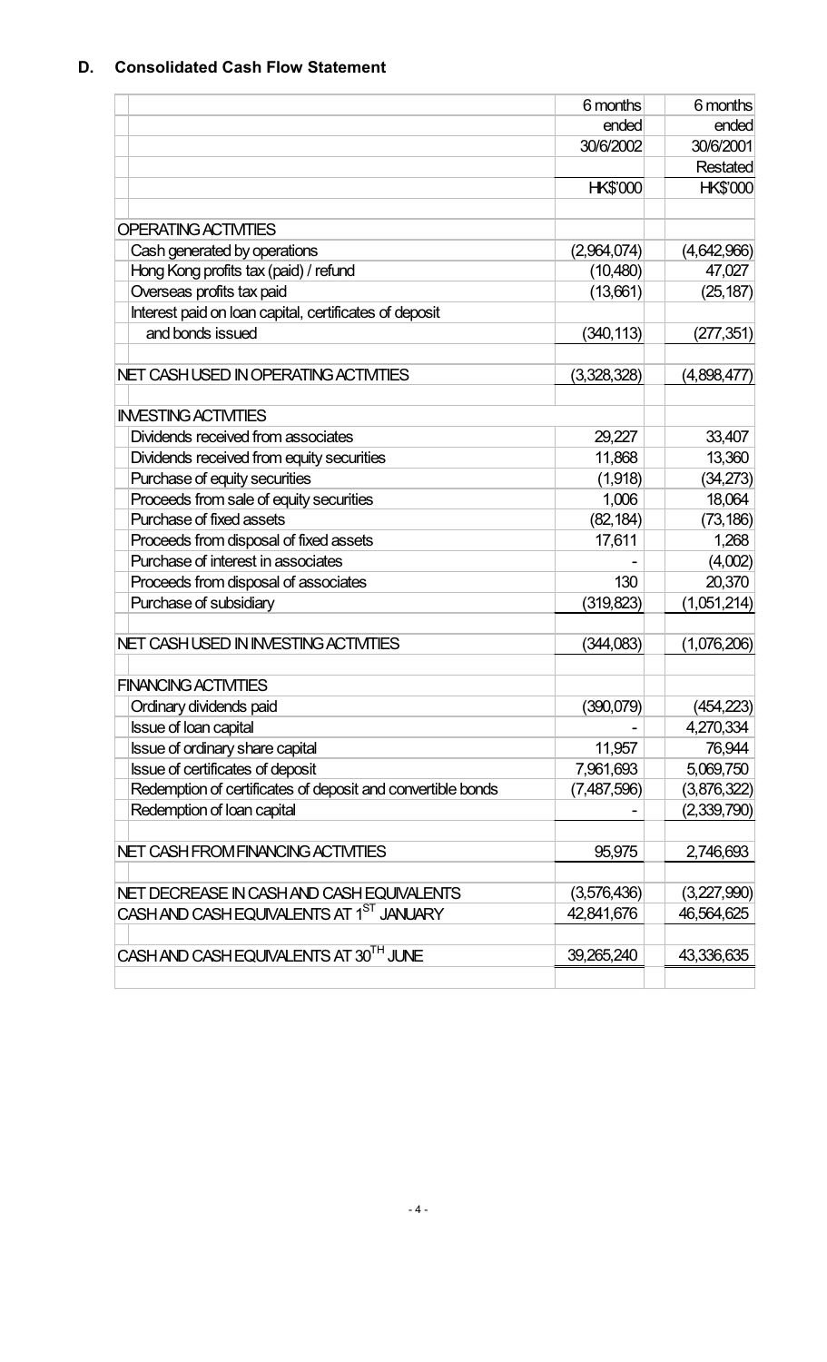## D. Consolidated Cash Flow Statement

| | 6 months ended 30/6/2002 | 6 months ended 30/6/2001 Restated |
|---|---|---|
| | HK$'000 | HK$'000 |
| **OPERATING ACTIVITIES** | | |
| Cash generated by operations | (2,964,074) | (4,642,966) |
| Hong Kong profits tax (paid) / refund | (10,480) | 47,027 |
| Overseas profits tax paid | (13,661) | (25,187) |
| Interest paid on loan capital, certificates of deposit and bonds issued | (340,113) | (277,351) |
| **NET CASH USED IN OPERATING ACTIVITIES** | (3,328,328) | (4,898,477) |
| **INVESTING ACTIVITIES** | | |
| Dividends received from associates | 29,227 | 33,407 |
| Dividends received from equity securities | 11,868 | 13,360 |
| Purchase of equity securities | (1,918) | (34,273) |
| Proceeds from sale of equity securities | 1,006 | 18,064 |
| Purchase of fixed assets | (82,184) | (73,186) |
| Proceeds from disposal of fixed assets | 17,611 | 1,268 |
| Purchase of interest in associates | - | (4,002) |
| Proceeds from disposal of associates | 130 | 20,370 |
| Purchase of subsidiary | (319,823) | (1,051,214) |
| **NET CASH USED IN INVESTING ACTIVITIES** | (344,083) | (1,076,206) |
| **FINANCING ACTIVITIES** | | |
| Ordinary dividends paid | (390,079) | (454,223) |
| Issue of loan capital | - | 4,270,334 |
| Issue of ordinary share capital | 11,957 | 76,944 |
| Issue of certificates of deposit | 7,961,693 | 5,069,750 |
| Redemption of certificates of deposit and convertible bonds | (7,487,596) | (3,876,322) |
| Redemption of loan capital | - | (2,339,790) |
| **NET CASH FROM FINANCING ACTIVITIES** | 95,975 | 2,746,693 |
| **NET DECREASE IN CASH AND CASH EQUIVALENTS** | (3,576,436) | (3,227,990) |
| **CASH AND CASH EQUIVALENTS AT 1ST JANUARY** | 42,841,676 | 46,564,625 |
| **CASH AND CASH EQUIVALENTS AT 30TH JUNE** | 39,265,240 | 43,336,635 |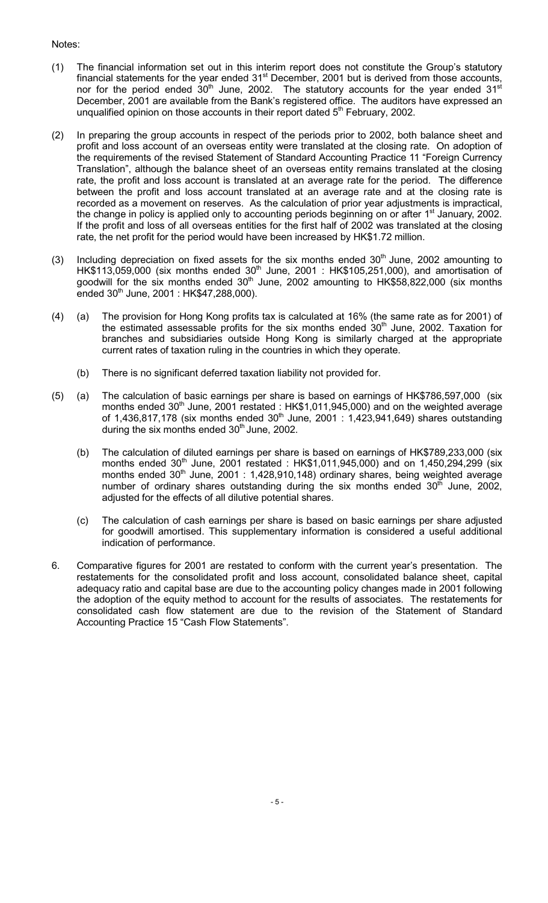Notes:

(1) The financial information set out in this interim report does not constitute the Group's statutory financial statements for the year ended 31st December, 2001 but is derived from those accounts, nor for the period ended 30th June, 2002. The statutory accounts for the year ended 31st December, 2001 are available from the Bank's registered office. The auditors have expressed an unqualified opinion on those accounts in their report dated 5th February, 2002.

(2) In preparing the group accounts in respect of the periods prior to 2002, both balance sheet and profit and loss account of an overseas entity were translated at the closing rate. On adoption of the requirements of the revised Statement of Standard Accounting Practice 11 "Foreign Currency Translation", although the balance sheet of an overseas entity remains translated at the closing rate, the profit and loss account is translated at an average rate for the period. The difference between the profit and loss account translated at an average rate and at the closing rate is recorded as a movement on reserves. As the calculation of prior year adjustments is impractical, the change in policy is applied only to accounting periods beginning on or after 1st January, 2002. If the profit and loss of all overseas entities for the first half of 2002 was translated at the closing rate, the net profit for the period would have been increased by HK$1.72 million.

(3) Including depreciation on fixed assets for the six months ended 30th June, 2002 amounting to HK$113,059,000 (six months ended 30th June, 2001 : HK$105,251,000), and amortisation of goodwill for the six months ended 30th June, 2002 amounting to HK$58,822,000 (six months ended 30th June, 2001 : HK$47,288,000).

(4) (a) The provision for Hong Kong profits tax is calculated at 16% (the same rate as for 2001) of the estimated assessable profits for the six months ended 30th June, 2002. Taxation for branches and subsidiaries outside Hong Kong is similarly charged at the appropriate current rates of taxation ruling in the countries in which they operate.

(b) There is no significant deferred taxation liability not provided for.

(5) (a) The calculation of basic earnings per share is based on earnings of HK$786,597,000 (six months ended 30th June, 2001 restated : HK$1,011,945,000) and on the weighted average of 1,436,817,178 (six months ended 30th June, 2001 : 1,423,941,649) shares outstanding during the six months ended 30th June, 2002.

(b) The calculation of diluted earnings per share is based on earnings of HK$789,233,000 (six months ended 30th June, 2001 restated : HK$1,011,945,000) and on 1,450,294,299 (six months ended 30th June, 2001 : 1,428,910,148) ordinary shares, being weighted average number of ordinary shares outstanding during the six months ended 30th June, 2002, adjusted for the effects of all dilutive potential shares.

(c) The calculation of cash earnings per share is based on basic earnings per share adjusted for goodwill amortised. This supplementary information is considered a useful additional indication of performance.

6. Comparative figures for 2001 are restated to conform with the current year's presentation. The restatements for the consolidated profit and loss account, consolidated balance sheet, capital adequacy ratio and capital base are due to the accounting policy changes made in 2001 following the adoption of the equity method to account for the results of associates. The restatements for consolidated cash flow statement are due to the revision of the Statement of Standard Accounting Practice 15 "Cash Flow Statements".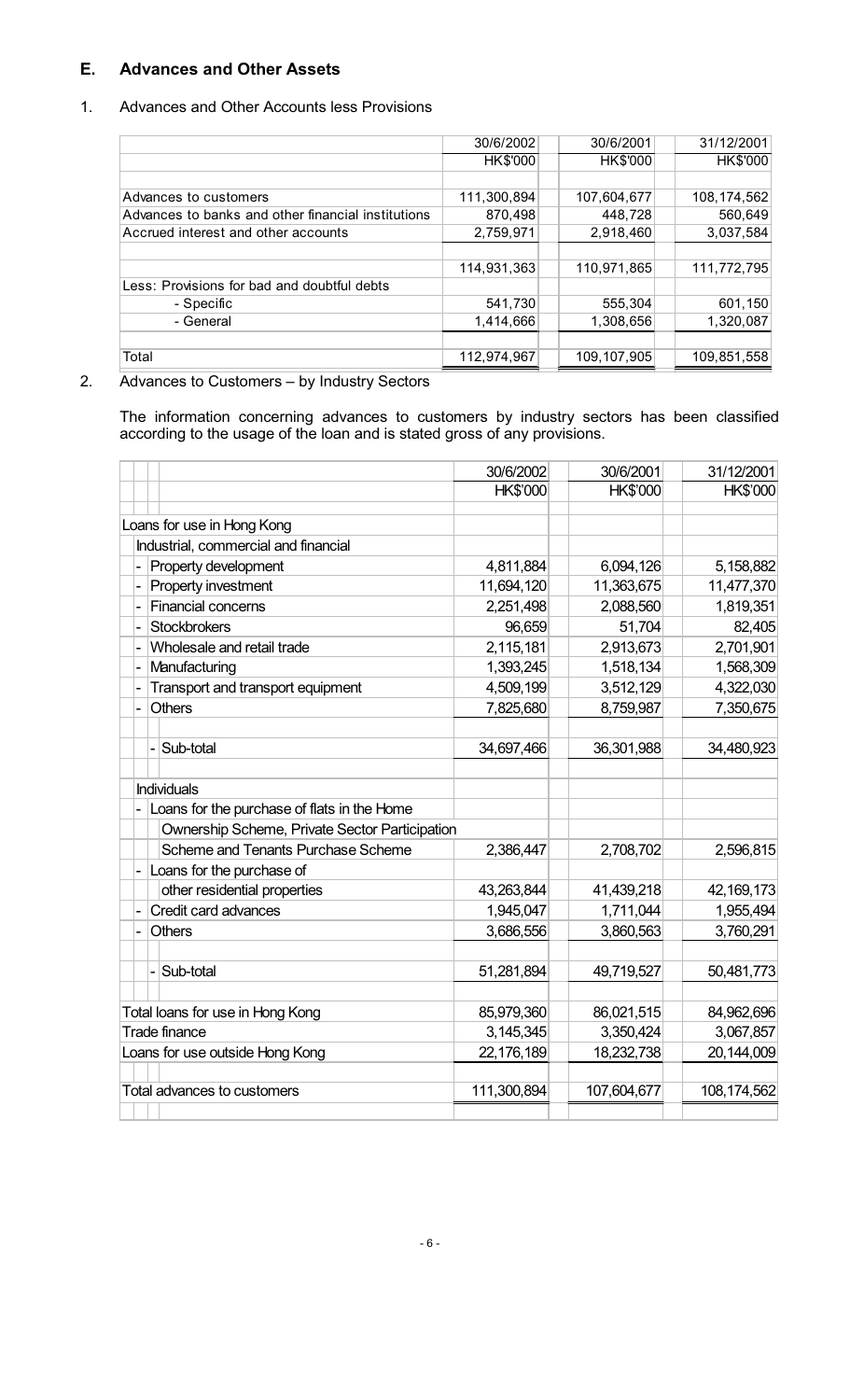## E. Advances and Other Assets

### 1. Advances and Other Accounts less Provisions

| | 30/6/2002 | 30/6/2001 | 31/12/2001 |
|---|---|---|---|
| | HK$'000 | HK$'000 | HK$'000 |
| Advances to customers | 111,300,894 | 107,604,677 | 108,174,562 |
| Advances to banks and other financial institutions | 870,498 | 448,728 | 560,649 |
| Accrued interest and other accounts | 2,759,971 | 2,918,460 | 3,037,584 |
| | 114,931,363 | 110,971,865 | 111,772,795 |
| Less: Provisions for bad and doubtful debts | | | |
| - Specific | 541,730 | 555,304 | 601,150 |
| - General | 1,414,666 | 1,308,656 | 1,320,087 |
| Total | 112,974,967 | 109,107,905 | 109,851,558 |

### 2. Advances to Customers – by Industry Sectors

The information concerning advances to customers by industry sectors has been classified according to the usage of the loan and is stated gross of any provisions.

| | 30/6/2002 | 30/6/2001 | 31/12/2001 |
|---|---|---|---|
| | HK$'000 | HK$'000 | HK$'000 |
| Loans for use in Hong Kong | | | |
| Industrial, commercial and financial | | | |
| - Property development | 4,811,884 | 6,094,126 | 5,158,882 |
| - Property investment | 11,694,120 | 11,363,675 | 11,477,370 |
| - Financial concerns | 2,251,498 | 2,088,560 | 1,819,351 |
| - Stockbrokers | 96,659 | 51,704 | 82,405 |
| - Wholesale and retail trade | 2,115,181 | 2,913,673 | 2,701,901 |
| - Manufacturing | 1,393,245 | 1,518,134 | 1,568,309 |
| - Transport and transport equipment | 4,509,199 | 3,512,129 | 4,322,030 |
| - Others | 7,825,680 | 8,759,987 | 7,350,675 |
| - Sub-total | 34,697,466 | 36,301,988 | 34,480,923 |
| Individuals | | | |
| - Loans for the purchase of flats in the Home Ownership Scheme, Private Sector Participation Scheme and Tenants Purchase Scheme | 2,386,447 | 2,708,702 | 2,596,815 |
| - Loans for the purchase of other residential properties | 43,263,844 | 41,439,218 | 42,169,173 |
| - Credit card advances | 1,945,047 | 1,711,044 | 1,955,494 |
| - Others | 3,686,556 | 3,860,563 | 3,760,291 |
| - Sub-total | 51,281,894 | 49,719,527 | 50,481,773 |
| Total loans for use in Hong Kong | 85,979,360 | 86,021,515 | 84,962,696 |
| Trade finance | 3,145,345 | 3,350,424 | 3,067,857 |
| Loans for use outside Hong Kong | 22,176,189 | 18,232,738 | 20,144,009 |
| Total advances to customers | 111,300,894 | 107,604,677 | 108,174,562 |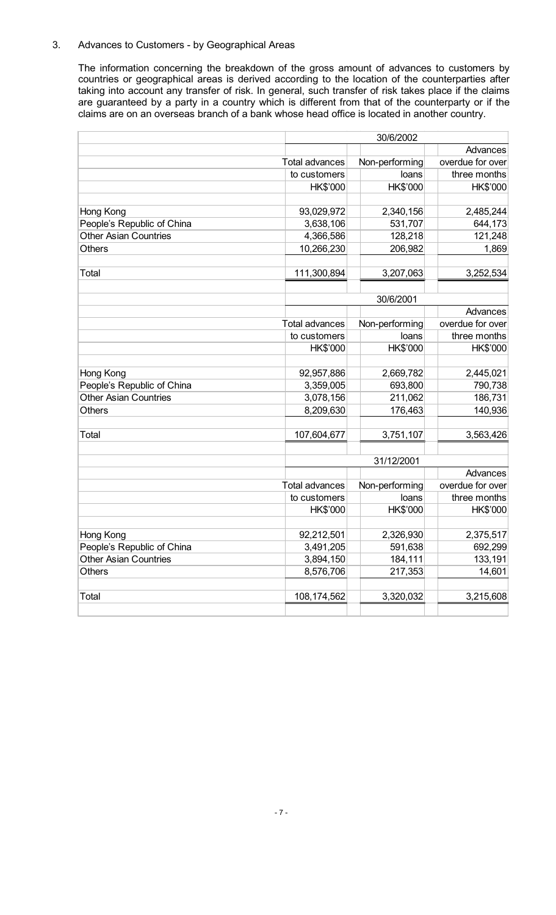3. Advances to Customers - by Geographical Areas

The information concerning the breakdown of the gross amount of advances to customers by countries or geographical areas is derived according to the location of the counterparties after taking into account any transfer of risk. In general, such transfer of risk takes place if the claims are guaranteed by a party in a country which is different from that of the counterparty or if the claims are on an overseas branch of a bank whose head office is located in another country.

| | 30/6/2002 | | |
|---|---|---|---|
| | Total advances to customers | Non-performing loans | Advances overdue for over three months |
| | HK$'000 | HK$'000 | HK$'000 |
| Hong Kong | 93,029,972 | 2,340,156 | 2,485,244 |
| People's Republic of China | 3,638,106 | 531,707 | 644,173 |
| Other Asian Countries | 4,366,586 | 128,218 | 121,248 |
| Others | 10,266,230 | 206,982 | 1,869 |
| Total | 111,300,894 | 3,207,063 | 3,252,534 |

| | 30/6/2001 | | |
|---|---|---|---|
| | Total advances to customers | Non-performing loans | Advances overdue for over three months |
| | HK$'000 | HK$'000 | HK$'000 |
| Hong Kong | 92,957,886 | 2,669,782 | 2,445,021 |
| People's Republic of China | 3,359,005 | 693,800 | 790,738 |
| Other Asian Countries | 3,078,156 | 211,062 | 186,731 |
| Others | 8,209,630 | 176,463 | 140,936 |
| Total | 107,604,677 | 3,751,107 | 3,563,426 |

| | 31/12/2001 | | |
|---|---|---|---|
| | Total advances to customers | Non-performing loans | Advances overdue for over three months |
| | HK$'000 | HK$'000 | HK$'000 |
| Hong Kong | 92,212,501 | 2,326,930 | 2,375,517 |
| People's Republic of China | 3,491,205 | 591,638 | 692,299 |
| Other Asian Countries | 3,894,150 | 184,111 | 133,191 |
| Others | 8,576,706 | 217,353 | 14,601 |
| Total | 108,174,562 | 3,320,032 | 3,215,608 |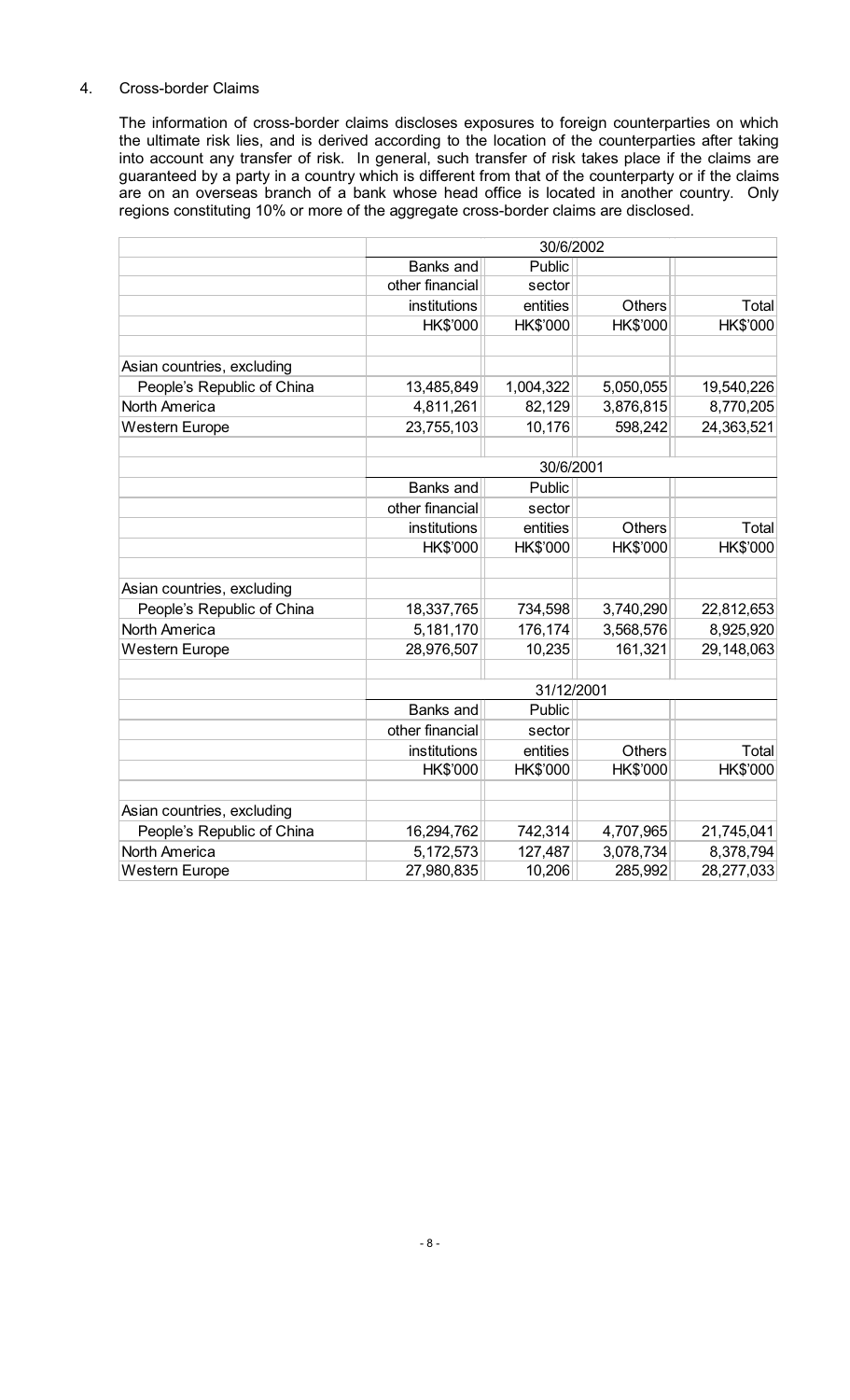4. Cross-border Claims

The information of cross-border claims discloses exposures to foreign counterparties on which the ultimate risk lies, and is derived according to the location of the counterparties after taking into account any transfer of risk. In general, such transfer of risk takes place if the claims are guaranteed by a party in a country which is different from that of the counterparty or if the claims are on an overseas branch of a bank whose head office is located in another country. Only regions constituting 10% or more of the aggregate cross-border claims are disclosed.

| | 30/6/2002 | | | |
|---|---|---|---|---|
| | Banks and other financial institutions | Public sector entities | Others | Total |
| | HK$'000 | HK$'000 | HK$'000 | HK$'000 |
| Asian countries, excluding People's Republic of China | 13,485,849 | 1,004,322 | 5,050,055 | 19,540,226 |
| North America | 4,811,261 | 82,129 | 3,876,815 | 8,770,205 |
| Western Europe | 23,755,103 | 10,176 | 598,242 | 24,363,521 |
| | 30/6/2001 | | | |
| | Banks and other financial institutions | Public sector entities | Others | Total |
| | HK$'000 | HK$'000 | HK$'000 | HK$'000 |
| Asian countries, excluding People's Republic of China | 18,337,765 | 734,598 | 3,740,290 | 22,812,653 |
| North America | 5,181,170 | 176,174 | 3,568,576 | 8,925,920 |
| Western Europe | 28,976,507 | 10,235 | 161,321 | 29,148,063 |
| | 31/12/2001 | | | |
| | Banks and other financial institutions | Public sector entities | Others | Total |
| | HK$'000 | HK$'000 | HK$'000 | HK$'000 |
| Asian countries, excluding People's Republic of China | 16,294,762 | 742,314 | 4,707,965 | 21,745,041 |
| North America | 5,172,573 | 127,487 | 3,078,734 | 8,378,794 |
| Western Europe | 27,980,835 | 10,206 | 285,992 | 28,277,033 |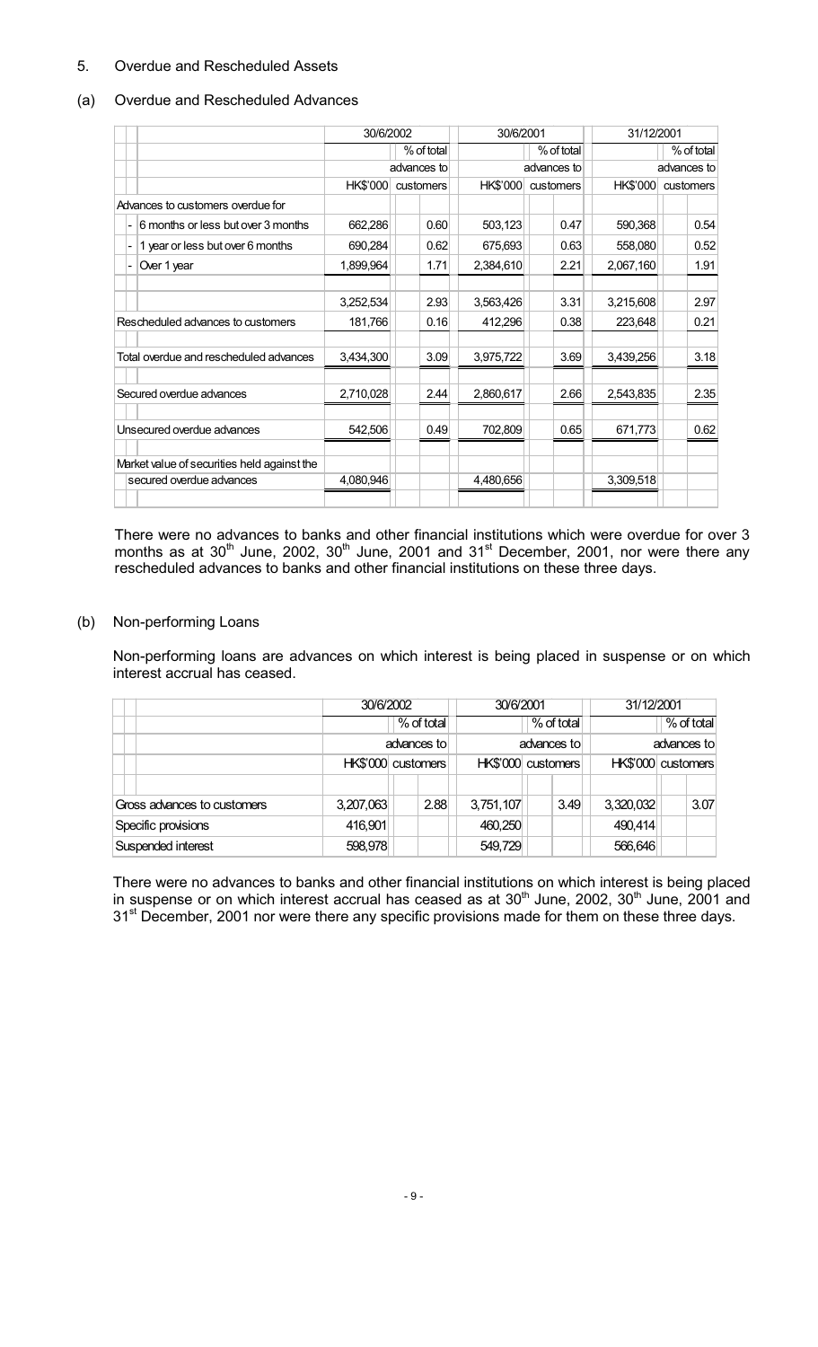## 5. Overdue and Rescheduled Assets

### (a) Overdue and Rescheduled Advances

| | 30/6/2002 | | 30/6/2001 | | 31/12/2001 | |
|---|---|---|---|---|---|---|
| | HK$'000 | % of total advances to customers | HK$'000 | % of total advances to customers | HK$'000 | % of total advances to customers |
| Advances to customers overdue for | | | | | | |
| - 6 months or less but over 3 months | 662,286 | 0.60 | 503,123 | 0.47 | 590,368 | 0.54 |
| - 1 year or less but over 6 months | 690,284 | 0.62 | 675,693 | 0.63 | 558,080 | 0.52 |
| - Over 1 year | 1,899,964 | 1.71 | 2,384,610 | 2.21 | 2,067,160 | 1.91 |
| | 3,252,534 | 2.93 | 3,563,426 | 3.31 | 3,215,608 | 2.97 |
| Rescheduled advances to customers | 181,766 | 0.16 | 412,296 | 0.38 | 223,648 | 0.21 |
| Total overdue and rescheduled advances | 3,434,300 | 3.09 | 3,975,722 | 3.69 | 3,439,256 | 3.18 |
| Secured overdue advances | 2,710,028 | 2.44 | 2,860,617 | 2.66 | 2,543,835 | 2.35 |
| Unsecured overdue advances | 542,506 | 0.49 | 702,809 | 0.65 | 671,773 | 0.62 |
| Market value of securities held against the secured overdue advances | 4,080,946 | | 4,480,656 | | 3,309,518 | |

There were no advances to banks and other financial institutions which were overdue for over 3 months as at 30th June, 2002, 30th June, 2001 and 31st December, 2001, nor were there any rescheduled advances to banks and other financial institutions on these three days.

### (b) Non-performing Loans

Non-performing loans are advances on which interest is being placed in suspense or on which interest accrual has ceased.

| | 30/6/2002 | | 30/6/2001 | | 31/12/2001 | |
|---|---|---|---|---|---|---|
| | HK$'000 | % of total advances to customers | HK$'000 | % of total advances to customers | HK$'000 | % of total advances to customers |
| Gross advances to customers | 3,207,063 | 2.88 | 3,751,107 | 3.49 | 3,320,032 | 3.07 |
| Specific provisions | 416,901 | | 460,250 | | 490,414 | |
| Suspended interest | 598,978 | | 549,729 | | 566,646 | |

There were no advances to banks and other financial institutions on which interest is being placed in suspense or on which interest accrual has ceased as at 30th June, 2002, 30th June, 2001 and 31st December, 2001 nor were there any specific provisions made for them on these three days.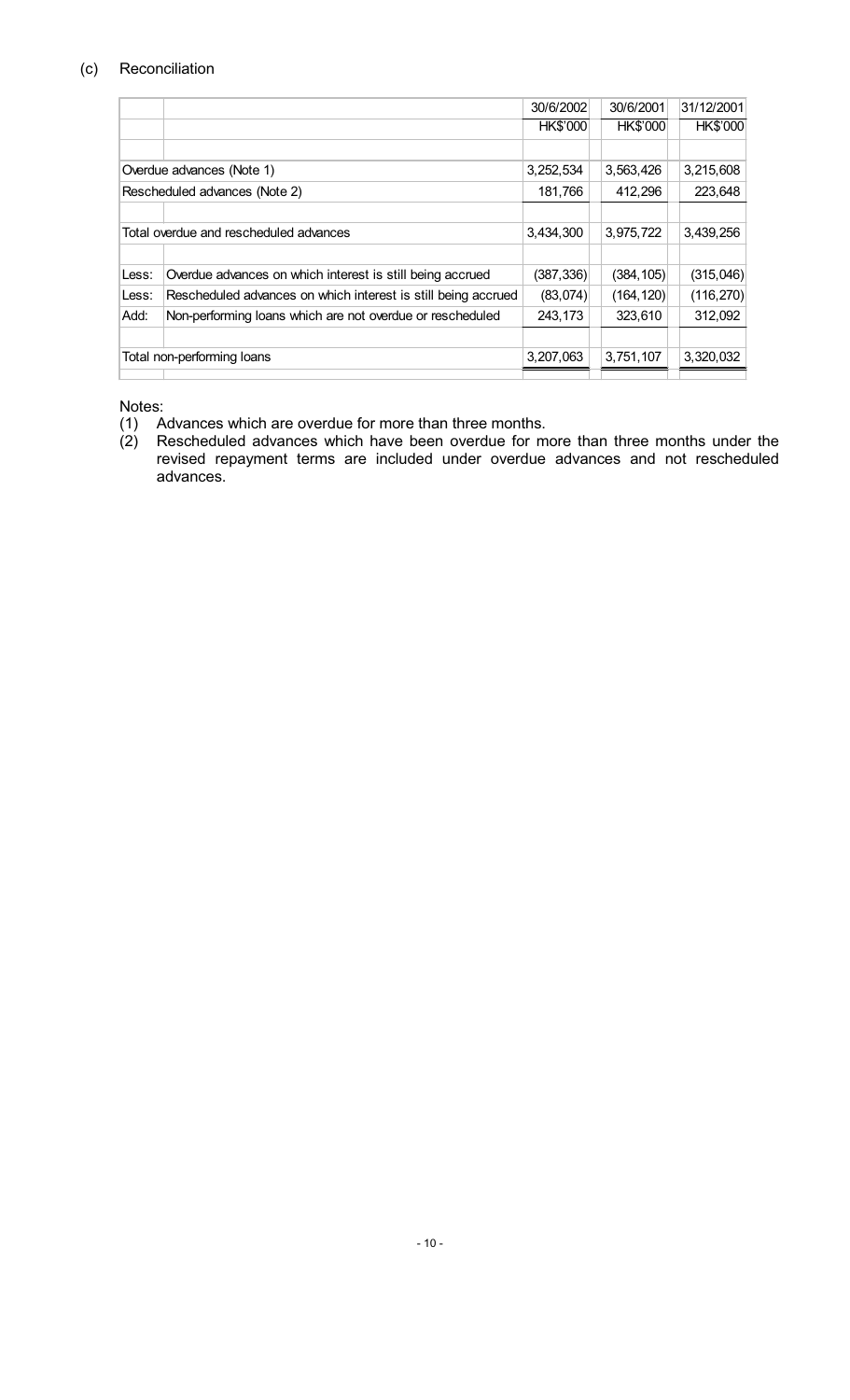(c) Reconciliation

| | | 30/6/2002 | 30/6/2001 | 31/12/2001 |
|---|---|---|---|---|
| | | HK$'000 | HK$'000 | HK$'000 |
| Overdue advances (Note 1) | | 3,252,534 | 3,563,426 | 3,215,608 |
| Rescheduled advances (Note 2) | | 181,766 | 412,296 | 223,648 |
| Total overdue and rescheduled advances | | 3,434,300 | 3,975,722 | 3,439,256 |
| Less: | Overdue advances on which interest is still being accrued | (387,336) | (384,105) | (315,046) |
| Less: | Rescheduled advances on which interest is still being accrued | (83,074) | (164,120) | (116,270) |
| Add: | Non-performing loans which are not overdue or rescheduled | 243,173 | 323,610 | 312,092 |
| Total non-performing loans | | 3,207,063 | 3,751,107 | 3,320,032 |

Notes:

(1) Advances which are overdue for more than three months.

(2) Rescheduled advances which have been overdue for more than three months under the revised repayment terms are included under overdue advances and not rescheduled advances.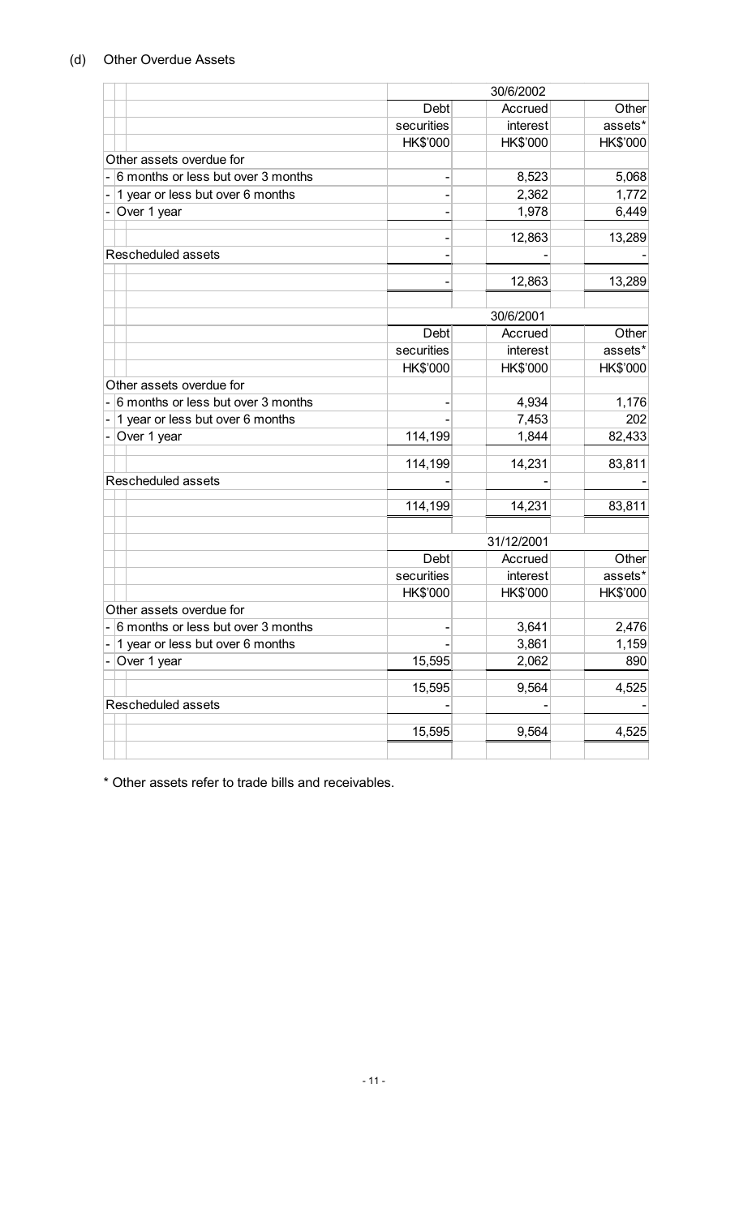(d) Other Overdue Assets

| | 30/6/2002 | | |
|---|---|---|---|
| | Debt securities | Accrued interest | Other assets* |
| | HK$'000 | HK$'000 | HK$'000 |
| Other assets overdue for | | | |
| - 6 months or less but over 3 months | - | 8,523 | 5,068 |
| - 1 year or less but over 6 months | - | 2,362 | 1,772 |
| - Over 1 year | - | 1,978 | 6,449 |
| | - | 12,863 | 13,289 |
| Rescheduled assets | - | - | - |
| | - | 12,863 | 13,289 |

| | 30/6/2001 | | |
|---|---|---|---|
| | Debt securities | Accrued interest | Other assets* |
| | HK$'000 | HK$'000 | HK$'000 |
| Other assets overdue for | | | |
| - 6 months or less but over 3 months | - | 4,934 | 1,176 |
| - 1 year or less but over 6 months | - | 7,453 | 202 |
| - Over 1 year | 114,199 | 1,844 | 82,433 |
| | 114,199 | 14,231 | 83,811 |
| Rescheduled assets | - | - | - |
| | 114,199 | 14,231 | 83,811 |

| | 31/12/2001 | | |
|---|---|---|---|
| | Debt securities | Accrued interest | Other assets* |
| | HK$'000 | HK$'000 | HK$'000 |
| Other assets overdue for | | | |
| - 6 months or less but over 3 months | - | 3,641 | 2,476 |
| - 1 year or less but over 6 months | - | 3,861 | 1,159 |
| - Over 1 year | 15,595 | 2,062 | 890 |
| | 15,595 | 9,564 | 4,525 |
| Rescheduled assets | - | - | - |
| | 15,595 | 9,564 | 4,525 |

* Other assets refer to trade bills and receivables.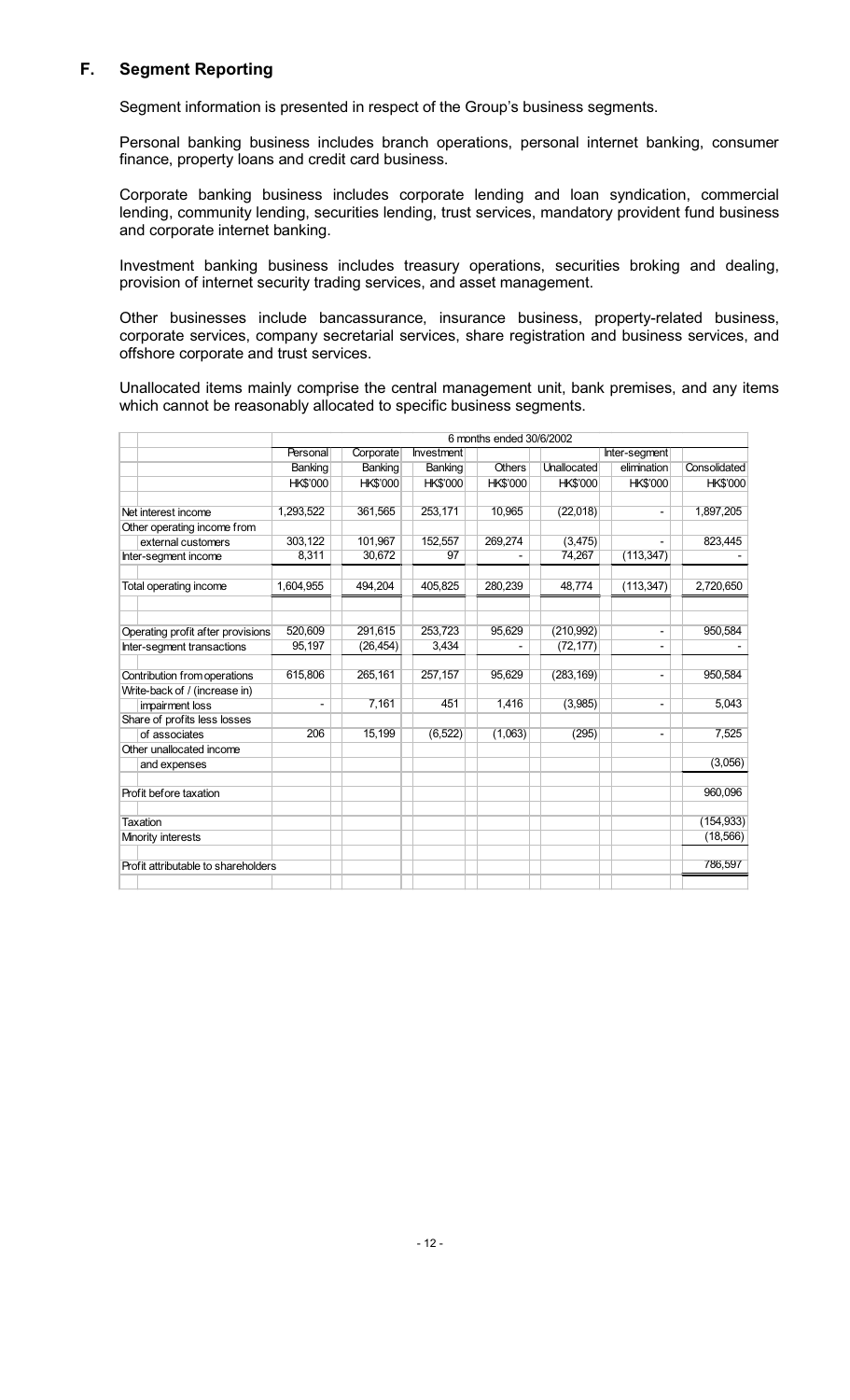## F. Segment Reporting

Segment information is presented in respect of the Group's business segments.

Personal banking business includes branch operations, personal internet banking, consumer finance, property loans and credit card business.

Corporate banking business includes corporate lending and loan syndication, commercial lending, community lending, securities lending, trust services, mandatory provident fund business and corporate internet banking.

Investment banking business includes treasury operations, securities broking and dealing, provision of internet security trading services, and asset management.

Other businesses include bancassurance, insurance business, property-related business, corporate services, company secretarial services, share registration and business services, and offshore corporate and trust services.

Unallocated items mainly comprise the central management unit, bank premises, and any items which cannot be reasonably allocated to specific business segments.

| | 6 months ended 30/6/2002 | | | | | | |
|---|---|---|---|---|---|---|---|
| | Personal Banking | Corporate Banking | Investment Banking | Others | Unallocated | Inter-segment elimination | Consolidated |
| | HK$'000 | HK$'000 | HK$'000 | HK$'000 | HK$'000 | HK$'000 | HK$'000 |
| Net interest income | 1,293,522 | 361,565 | 253,171 | 10,965 | (22,018) | - | 1,897,205 |
| Other operating income from external customers | 303,122 | 101,967 | 152,557 | 269,274 | (3,475) | - | 823,445 |
| Inter-segment income | 8,311 | 30,672 | 97 | - | 74,267 | (113,347) | - |
| Total operating income | 1,604,955 | 494,204 | 405,825 | 280,239 | 48,774 | (113,347) | 2,720,650 |
| Operating profit after provisions | 520,609 | 291,615 | 253,723 | 95,629 | (210,992) | - | 950,584 |
| Inter-segment transactions | 95,197 | (26,454) | 3,434 | - | (72,177) | - | - |
| Contribution from operations | 615,806 | 265,161 | 257,157 | 95,629 | (283,169) | - | 950,584 |
| Write-back of / (increase in) impairment loss | - | 7,161 | 451 | 1,416 | (3,985) | - | 5,043 |
| Share of profits less losses of associates | 206 | 15,199 | (6,522) | (1,063) | (295) | - | 7,525 |
| Other unallocated income and expenses | | | | | | | (3,056) |
| Profit before taxation | | | | | | | 960,096 |
| Taxation | | | | | | | (154,933) |
| Minority interests | | | | | | | (18,566) |
| Profit attributable to shareholders | | | | | | | 786,597 |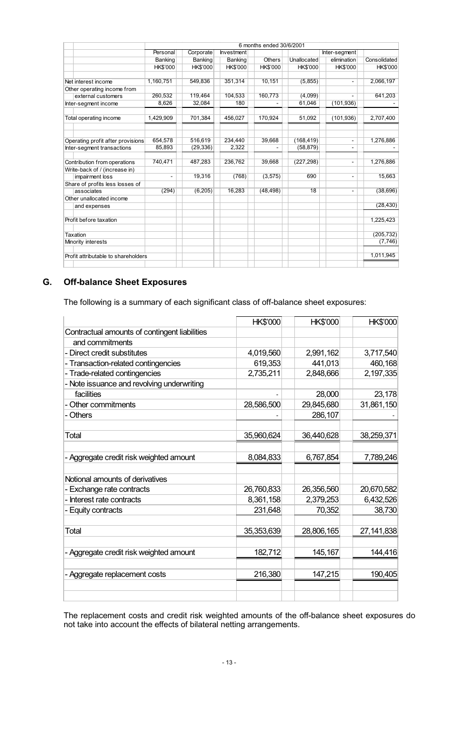| | 6 months ended 30/6/2001 | | | | | | |
|---|---|---|---|---|---|---|---|
| | Personal Banking HK$'000 | Corporate Banking HK$'000 | Investment Banking HK$'000 | Others HK$'000 | Unallocated HK$'000 | Inter-segment elimination HK$'000 | Consolidated HK$'000 |
| Net interest income | 1,160,751 | 549,836 | 351,314 | 10,151 | (5,855) | - | 2,066,197 |
| Other operating income from external customers | 260,532 | 119,464 | 104,533 | 160,773 | (4,099) | - | 641,203 |
| Inter-segment income | 8,626 | 32,084 | 180 | - | 61,046 | (101,936) | - |
| Total operating income | 1,429,909 | 701,384 | 456,027 | 170,924 | 51,092 | (101,936) | 2,707,400 |
| Operating profit after provisions | 654,578 | 516,619 | 234,440 | 39,668 | (168,419) | - | 1,276,886 |
| Inter-segment transactions | 85,893 | (29,336) | 2,322 | - | (58,879) | - | - |
| Contribution from operations | 740,471 | 487,283 | 236,762 | 39,668 | (227,298) | - | 1,276,886 |
| Write-back of / (increase in) impairment loss | - | 19,316 | (768) | (3,575) | 690 | - | 15,663 |
| Share of profits less losses of associates | (294) | (6,205) | 16,283 | (48,498) | 18 | - | (38,696) |
| Other unallocated income and expenses | | | | | | | (28,430) |
| Profit before taxation | | | | | | | 1,225,423 |
| Taxation | | | | | | | (205,732) |
| Minority interests | | | | | | | (7,746) |
| Profit attributable to shareholders | | | | | | | 1,011,945 |

## G. Off-balance Sheet Exposures

The following is a summary of each significant class of off-balance sheet exposures:

| | HK$'000 | HK$'000 | HK$'000 |
|---|---|---|---|
| Contractual amounts of contingent liabilities and commitments | | | |
| - Direct credit substitutes | 4,019,560 | 2,991,162 | 3,717,540 |
| - Transaction-related contingencies | 619,353 | 441,013 | 460,168 |
| - Trade-related contingencies | 2,735,211 | 2,848,666 | 2,197,335 |
| - Note issuance and revolving underwriting facilities | - | 28,000 | 23,178 |
| - Other commitments | 28,586,500 | 29,845,680 | 31,861,150 |
| - Others | - | 286,107 | - |
| Total | 35,960,624 | 36,440,628 | 38,259,371 |
| - Aggregate credit risk weighted amount | 8,084,833 | 6,767,854 | 7,789,246 |
| Notional amounts of derivatives | | | |
| - Exchange rate contracts | 26,760,833 | 26,356,560 | 20,670,582 |
| - Interest rate contracts | 8,361,158 | 2,379,253 | 6,432,526 |
| - Equity contracts | 231,648 | 70,352 | 38,730 |
| Total | 35,353,639 | 28,806,165 | 27,141,838 |
| - Aggregate credit risk weighted amount | 182,712 | 145,167 | 144,416 |
| - Aggregate replacement costs | 216,380 | 147,215 | 190,405 |

The replacement costs and credit risk weighted amounts of the off-balance sheet exposures do not take into account the effects of bilateral netting arrangements.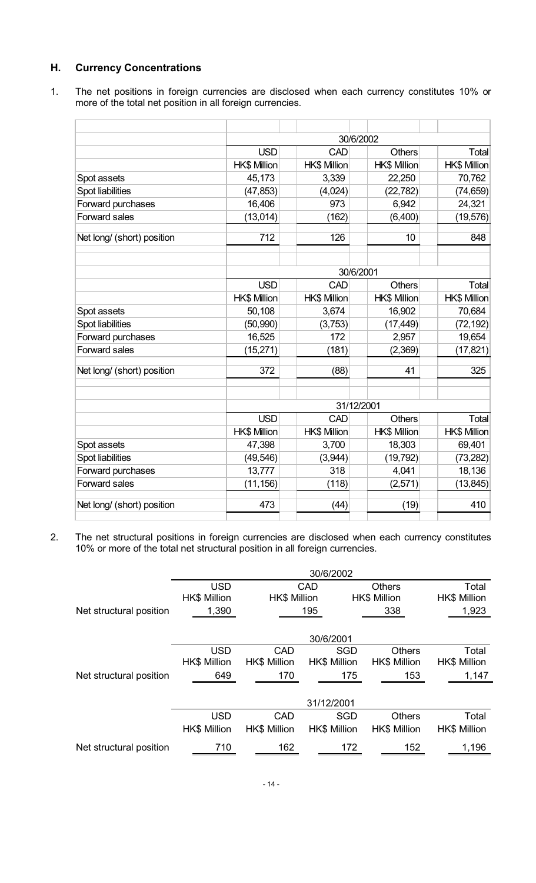## H. Currency Concentrations

1. The net positions in foreign currencies are disclosed when each currency constitutes 10% or more of the total net position in all foreign currencies.

| | 30/6/2002 | | | |
|---|---|---|---|---|
| | USD | CAD | Others | Total |
| | HK$ Million | HK$ Million | HK$ Million | HK$ Million |
| Spot assets | 45,173 | 3,339 | 22,250 | 70,762 |
| Spot liabilities | (47,853) | (4,024) | (22,782) | (74,659) |
| Forward purchases | 16,406 | 973 | 6,942 | 24,321 |
| Forward sales | (13,014) | (162) | (6,400) | (19,576) |
| Net long/ (short) position | 712 | 126 | 10 | 848 |

| | 30/6/2001 | | | |
|---|---|---|---|---|
| | USD | CAD | Others | Total |
| | HK$ Million | HK$ Million | HK$ Million | HK$ Million |
| Spot assets | 50,108 | 3,674 | 16,902 | 70,684 |
| Spot liabilities | (50,990) | (3,753) | (17,449) | (72,192) |
| Forward purchases | 16,525 | 172 | 2,957 | 19,654 |
| Forward sales | (15,271) | (181) | (2,369) | (17,821) |
| Net long/ (short) position | 372 | (88) | 41 | 325 |

| | 31/12/2001 | | | |
|---|---|---|---|---|
| | USD | CAD | Others | Total |
| | HK$ Million | HK$ Million | HK$ Million | HK$ Million |
| Spot assets | 47,398 | 3,700 | 18,303 | 69,401 |
| Spot liabilities | (49,546) | (3,944) | (19,792) | (73,282) |
| Forward purchases | 13,777 | 318 | 4,041 | 18,136 |
| Forward sales | (11,156) | (118) | (2,571) | (13,845) |
| Net long/ (short) position | 473 | (44) | (19) | 410 |

2. The net structural positions in foreign currencies are disclosed when each currency constitutes 10% or more of the total net structural position in all foreign currencies.

| | 30/6/2002 | | | |
|---|---|---|---|---|
| | USD | CAD | Others | Total |
| | HK$ Million | HK$ Million | HK$ Million | HK$ Million |
| Net structural position | 1,390 | 195 | 338 | 1,923 |

| | 30/6/2001 | | | | |
|---|---|---|---|---|---|
| | USD | CAD | SGD | Others | Total |
| | HK$ Million | HK$ Million | HK$ Million | HK$ Million | HK$ Million |
| Net structural position | 649 | 170 | 175 | 153 | 1,147 |

| | 31/12/2001 | | | | |
|---|---|---|---|---|---|
| | USD | CAD | SGD | Others | Total |
| | HK$ Million | HK$ Million | HK$ Million | HK$ Million | HK$ Million |
| Net structural position | 710 | 162 | 172 | 152 | 1,196 |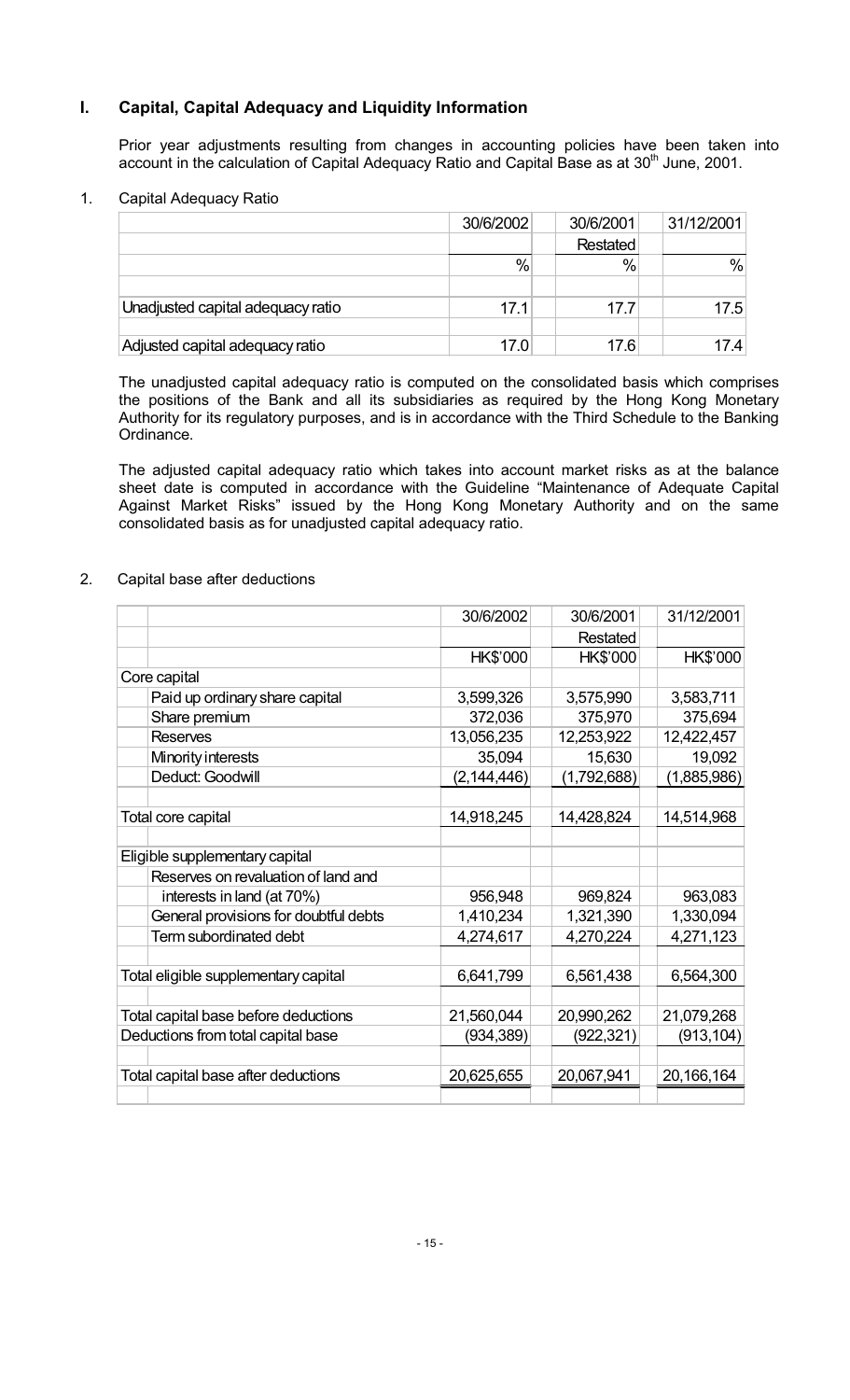## I. Capital, Capital Adequacy and Liquidity Information

Prior year adjustments resulting from changes in accounting policies have been taken into account in the calculation of Capital Adequacy Ratio and Capital Base as at 30th June, 2001.

1. Capital Adequacy Ratio

| | 30/6/2002 | 30/6/2001 | 31/12/2001 |
|---|---|---|---|
| | | Restated | |
| | % | % | % |
| Unadjusted capital adequacy ratio | 17.1 | 17.7 | 17.5 |
| Adjusted capital adequacy ratio | 17.0 | 17.6 | 17.4 |

The unadjusted capital adequacy ratio is computed on the consolidated basis which comprises the positions of the Bank and all its subsidiaries as required by the Hong Kong Monetary Authority for its regulatory purposes, and is in accordance with the Third Schedule to the Banking Ordinance.

The adjusted capital adequacy ratio which takes into account market risks as at the balance sheet date is computed in accordance with the Guideline "Maintenance of Adequate Capital Against Market Risks" issued by the Hong Kong Monetary Authority and on the same consolidated basis as for unadjusted capital adequacy ratio.

2. Capital base after deductions

| | 30/6/2002 | 30/6/2001 | 31/12/2001 |
|---|---|---|---|
| | | Restated | |
| | HK$'000 | HK$'000 | HK$'000 |
| Core capital | | | |
| Paid up ordinary share capital | 3,599,326 | 3,575,990 | 3,583,711 |
| Share premium | 372,036 | 375,970 | 375,694 |
| Reserves | 13,056,235 | 12,253,922 | 12,422,457 |
| Minority interests | 35,094 | 15,630 | 19,092 |
| Deduct: Goodwill | (2,144,446) | (1,792,688) | (1,885,986) |
| Total core capital | 14,918,245 | 14,428,824 | 14,514,968 |
| Eligible supplementary capital | | | |
| Reserves on revaluation of land and interests in land (at 70%) | 956,948 | 969,824 | 963,083 |
| General provisions for doubtful debts | 1,410,234 | 1,321,390 | 1,330,094 |
| Term subordinated debt | 4,274,617 | 4,270,224 | 4,271,123 |
| Total eligible supplementary capital | 6,641,799 | 6,561,438 | 6,564,300 |
| Total capital base before deductions | 21,560,044 | 20,990,262 | 21,079,268 |
| Deductions from total capital base | (934,389) | (922,321) | (913,104) |
| Total capital base after deductions | 20,625,655 | 20,067,941 | 20,166,164 |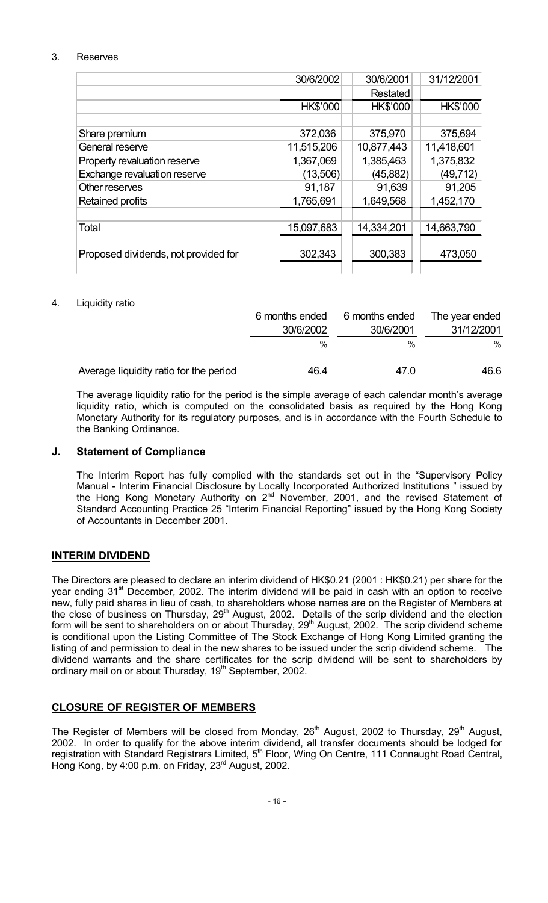3. Reserves

| | 30/6/2002 | 30/6/2001 | 31/12/2001 |
|---|---|---|---|
| | | Restated | |
| | HK$'000 | HK$'000 | HK$'000 |
| Share premium | 372,036 | 375,970 | 375,694 |
| General reserve | 11,515,206 | 10,877,443 | 11,418,601 |
| Property revaluation reserve | 1,367,069 | 1,385,463 | 1,375,832 |
| Exchange revaluation reserve | (13,506) | (45,882) | (49,712) |
| Other reserves | 91,187 | 91,639 | 91,205 |
| Retained profits | 1,765,691 | 1,649,568 | 1,452,170 |
| Total | 15,097,683 | 14,334,201 | 14,663,790 |
| Proposed dividends, not provided for | 302,343 | 300,383 | 473,050 |

4. Liquidity ratio

| | 6 months ended 30/6/2002 | 6 months ended 30/6/2001 | The year ended 31/12/2001 |
|---|---|---|---|
| | % | % | % |
| Average liquidity ratio for the period | 46.4 | 47.0 | 46.6 |

The average liquidity ratio for the period is the simple average of each calendar month's average liquidity ratio, which is computed on the consolidated basis as required by the Hong Kong Monetary Authority for its regulatory purposes, and is in accordance with the Fourth Schedule to the Banking Ordinance.

## J. Statement of Compliance

The Interim Report has fully complied with the standards set out in the "Supervisory Policy Manual - Interim Financial Disclosure by Locally Incorporated Authorized Institutions " issued by the Hong Kong Monetary Authority on 2nd November, 2001, and the revised Statement of Standard Accounting Practice 25 "Interim Financial Reporting" issued by the Hong Kong Society of Accountants in December 2001.

## INTERIM DIVIDEND

The Directors are pleased to declare an interim dividend of HK$0.21 (2001 : HK$0.21) per share for the year ending 31st December, 2002. The interim dividend will be paid in cash with an option to receive new, fully paid shares in lieu of cash, to shareholders whose names are on the Register of Members at the close of business on Thursday, 29th August, 2002. Details of the scrip dividend and the election form will be sent to shareholders on or about Thursday, 29th August, 2002. The scrip dividend scheme is conditional upon the Listing Committee of The Stock Exchange of Hong Kong Limited granting the listing of and permission to deal in the new shares to be issued under the scrip dividend scheme. The dividend warrants and the share certificates for the scrip dividend will be sent to shareholders by ordinary mail on or about Thursday, 19th September, 2002.

## CLOSURE OF REGISTER OF MEMBERS

The Register of Members will be closed from Monday, 26th August, 2002 to Thursday, 29th August, 2002. In order to qualify for the above interim dividend, all transfer documents should be lodged for registration with Standard Registrars Limited, 5th Floor, Wing On Centre, 111 Connaught Road Central, Hong Kong, by 4:00 p.m. on Friday, 23rd August, 2002.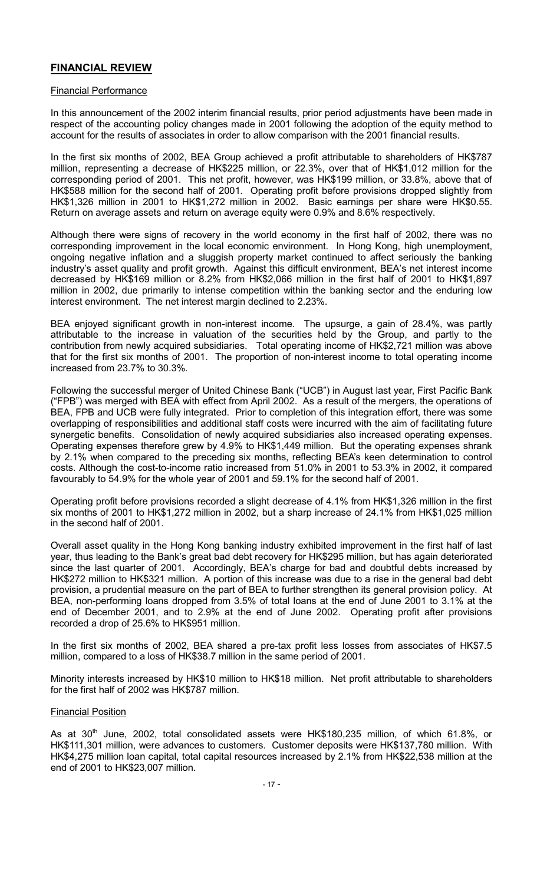## FINANCIAL REVIEW

### Financial Performance

In this announcement of the 2002 interim financial results, prior period adjustments have been made in respect of the accounting policy changes made in 2001 following the adoption of the equity method to account for the results of associates in order to allow comparison with the 2001 financial results.

In the first six months of 2002, BEA Group achieved a profit attributable to shareholders of HK$787 million, representing a decrease of HK$225 million, or 22.3%, over that of HK$1,012 million for the corresponding period of 2001. This net profit, however, was HK$199 million, or 33.8%, above that of HK$588 million for the second half of 2001. Operating profit before provisions dropped slightly from HK$1,326 million in 2001 to HK$1,272 million in 2002. Basic earnings per share were HK$0.55. Return on average assets and return on average equity were 0.9% and 8.6% respectively.

Although there were signs of recovery in the world economy in the first half of 2002, there was no corresponding improvement in the local economic environment. In Hong Kong, high unemployment, ongoing negative inflation and a sluggish property market continued to affect seriously the banking industry's asset quality and profit growth. Against this difficult environment, BEA's net interest income decreased by HK$169 million or 8.2% from HK$2,066 million in the first half of 2001 to HK$1,897 million in 2002, due primarily to intense competition within the banking sector and the enduring low interest environment. The net interest margin declined to 2.23%.

BEA enjoyed significant growth in non-interest income. The upsurge, a gain of 28.4%, was partly attributable to the increase in valuation of the securities held by the Group, and partly to the contribution from newly acquired subsidiaries. Total operating income of HK$2,721 million was above that for the first six months of 2001. The proportion of non-interest income to total operating income increased from 23.7% to 30.3%.

Following the successful merger of United Chinese Bank ("UCB") in August last year, First Pacific Bank ("FPB") was merged with BEA with effect from April 2002. As a result of the mergers, the operations of BEA, FPB and UCB were fully integrated. Prior to completion of this integration effort, there was some overlapping of responsibilities and additional staff costs were incurred with the aim of facilitating future synergetic benefits. Consolidation of newly acquired subsidiaries also increased operating expenses. Operating expenses therefore grew by 4.9% to HK$1,449 million. But the operating expenses shrank by 2.1% when compared to the preceding six months, reflecting BEA's keen determination to control costs. Although the cost-to-income ratio increased from 51.0% in 2001 to 53.3% in 2002, it compared favourably to 54.9% for the whole year of 2001 and 59.1% for the second half of 2001.

Operating profit before provisions recorded a slight decrease of 4.1% from HK$1,326 million in the first six months of 2001 to HK$1,272 million in 2002, but a sharp increase of 24.1% from HK$1,025 million in the second half of 2001.

Overall asset quality in the Hong Kong banking industry exhibited improvement in the first half of last year, thus leading to the Bank's great bad debt recovery for HK$295 million, but has again deteriorated since the last quarter of 2001. Accordingly, BEA's charge for bad and doubtful debts increased by HK$272 million to HK$321 million. A portion of this increase was due to a rise in the general bad debt provision, a prudential measure on the part of BEA to further strengthen its general provision policy. At BEA, non-performing loans dropped from 3.5% of total loans at the end of June 2001 to 3.1% at the end of December 2001, and to 2.9% at the end of June 2002. Operating profit after provisions recorded a drop of 25.6% to HK$951 million.

In the first six months of 2002, BEA shared a pre-tax profit less losses from associates of HK$7.5 million, compared to a loss of HK$38.7 million in the same period of 2001.

Minority interests increased by HK$10 million to HK$18 million. Net profit attributable to shareholders for the first half of 2002 was HK$787 million.

### Financial Position

As at 30th June, 2002, total consolidated assets were HK$180,235 million, of which 61.8%, or HK$111,301 million, were advances to customers. Customer deposits were HK$137,780 million. With HK$4,275 million loan capital, total capital resources increased by 2.1% from HK$22,538 million at the end of 2001 to HK$23,007 million.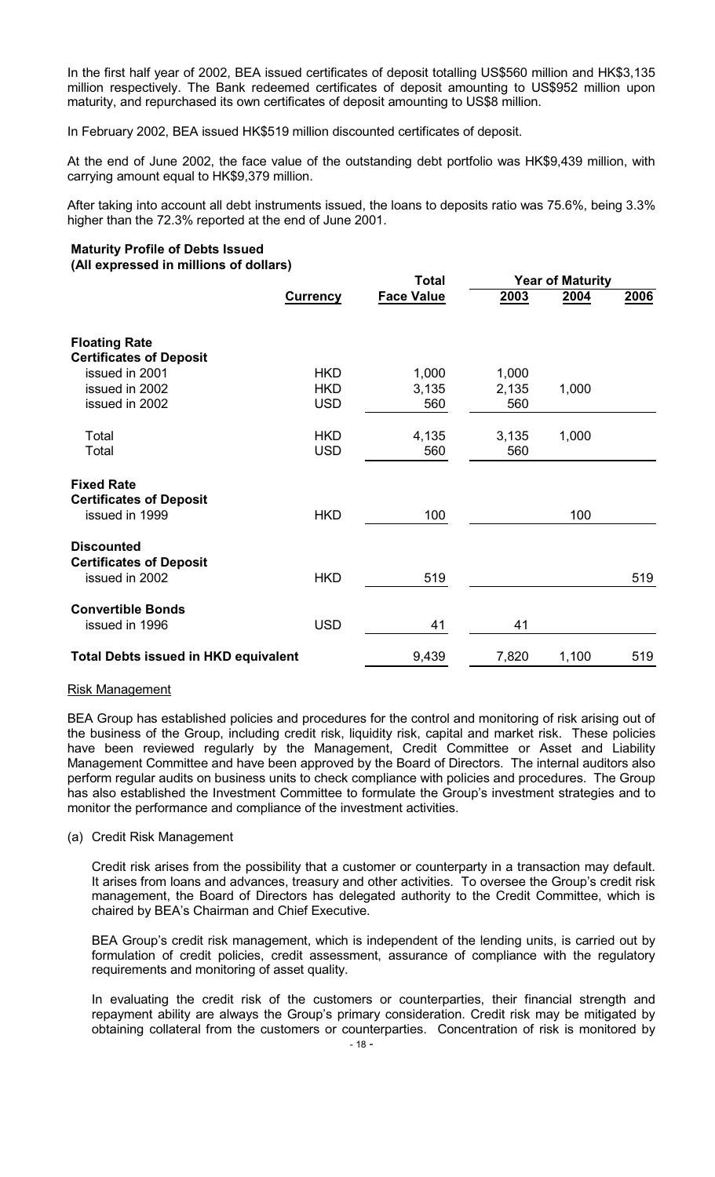In the first half year of 2002, BEA issued certificates of deposit totalling US$560 million and HK$3,135 million respectively. The Bank redeemed certificates of deposit amounting to US$952 million upon maturity, and repurchased its own certificates of deposit amounting to US$8 million.

In February 2002, BEA issued HK$519 million discounted certificates of deposit.

At the end of June 2002, the face value of the outstanding debt portfolio was HK$9,439 million, with carrying amount equal to HK$9,379 million.

After taking into account all debt instruments issued, the loans to deposits ratio was 75.6%, being 3.3% higher than the 72.3% reported at the end of June 2001.

**Maturity Profile of Debts Issued**
**(All expressed in millions of dollars)**

| | Currency | Total Face Value | Year of Maturity 2003 | 2004 | 2006 |
|---|---|---|---|---|---|
| **Floating Rate Certificates of Deposit** | | | | | |
| issued in 2001 | HKD | 1,000 | 1,000 | | |
| issued in 2002 | HKD | 3,135 | 2,135 | 1,000 | |
| issued in 2002 | USD | 560 | 560 | | |
| Total | HKD | 4,135 | 3,135 | 1,000 | |
| Total | USD | 560 | 560 | | |
| **Fixed Rate Certificates of Deposit** | | | | | |
| issued in 1999 | HKD | 100 | | 100 | |
| **Discounted Certificates of Deposit** | | | | | |
| issued in 2002 | HKD | 519 | | | 519 |
| **Convertible Bonds** | | | | | |
| issued in 1996 | USD | 41 | 41 | | |
| **Total Debts issued in HKD equivalent** | | 9,439 | 7,820 | 1,100 | 519 |

Risk Management

BEA Group has established policies and procedures for the control and monitoring of risk arising out of the business of the Group, including credit risk, liquidity risk, capital and market risk. These policies have been reviewed regularly by the Management, Credit Committee or Asset and Liability Management Committee and have been approved by the Board of Directors. The internal auditors also perform regular audits on business units to check compliance with policies and procedures. The Group has also established the Investment Committee to formulate the Group's investment strategies and to monitor the performance and compliance of the investment activities.

(a) Credit Risk Management

Credit risk arises from the possibility that a customer or counterparty in a transaction may default. It arises from loans and advances, treasury and other activities. To oversee the Group's credit risk management, the Board of Directors has delegated authority to the Credit Committee, which is chaired by BEA's Chairman and Chief Executive.

BEA Group's credit risk management, which is independent of the lending units, is carried out by formulation of credit policies, credit assessment, assurance of compliance with the regulatory requirements and monitoring of asset quality.

In evaluating the credit risk of the customers or counterparties, their financial strength and repayment ability are always the Group's primary consideration. Credit risk may be mitigated by obtaining collateral from the customers or counterparties. Concentration of risk is monitored by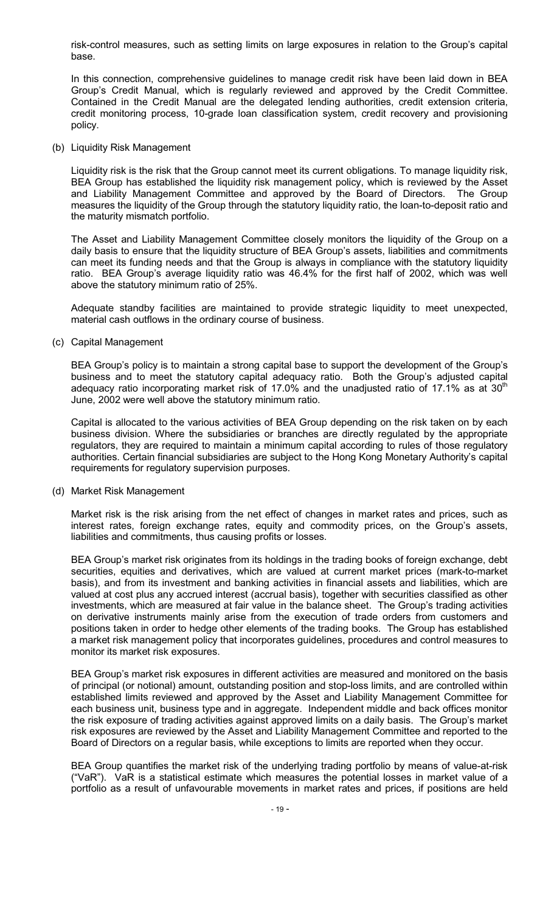risk-control measures, such as setting limits on large exposures in relation to the Group's capital base.

In this connection, comprehensive guidelines to manage credit risk have been laid down in BEA Group's Credit Manual, which is regularly reviewed and approved by the Credit Committee. Contained in the Credit Manual are the delegated lending authorities, credit extension criteria, credit monitoring process, 10-grade loan classification system, credit recovery and provisioning policy.

(b) Liquidity Risk Management

Liquidity risk is the risk that the Group cannot meet its current obligations. To manage liquidity risk, BEA Group has established the liquidity risk management policy, which is reviewed by the Asset and Liability Management Committee and approved by the Board of Directors. The Group measures the liquidity of the Group through the statutory liquidity ratio, the loan-to-deposit ratio and the maturity mismatch portfolio.

The Asset and Liability Management Committee closely monitors the liquidity of the Group on a daily basis to ensure that the liquidity structure of BEA Group's assets, liabilities and commitments can meet its funding needs and that the Group is always in compliance with the statutory liquidity ratio. BEA Group's average liquidity ratio was 46.4% for the first half of 2002, which was well above the statutory minimum ratio of 25%.

Adequate standby facilities are maintained to provide strategic liquidity to meet unexpected, material cash outflows in the ordinary course of business.

(c) Capital Management

BEA Group's policy is to maintain a strong capital base to support the development of the Group's business and to meet the statutory capital adequacy ratio. Both the Group's adjusted capital adequacy ratio incorporating market risk of 17.0% and the unadjusted ratio of 17.1% as at 30th June, 2002 were well above the statutory minimum ratio.

Capital is allocated to the various activities of BEA Group depending on the risk taken on by each business division. Where the subsidiaries or branches are directly regulated by the appropriate regulators, they are required to maintain a minimum capital according to rules of those regulatory authorities. Certain financial subsidiaries are subject to the Hong Kong Monetary Authority's capital requirements for regulatory supervision purposes.

(d) Market Risk Management

Market risk is the risk arising from the net effect of changes in market rates and prices, such as interest rates, foreign exchange rates, equity and commodity prices, on the Group's assets, liabilities and commitments, thus causing profits or losses.

BEA Group's market risk originates from its holdings in the trading books of foreign exchange, debt securities, equities and derivatives, which are valued at current market prices (mark-to-market basis), and from its investment and banking activities in financial assets and liabilities, which are valued at cost plus any accrued interest (accrual basis), together with securities classified as other investments, which are measured at fair value in the balance sheet. The Group's trading activities on derivative instruments mainly arise from the execution of trade orders from customers and positions taken in order to hedge other elements of the trading books. The Group has established a market risk management policy that incorporates guidelines, procedures and control measures to monitor its market risk exposures.

BEA Group's market risk exposures in different activities are measured and monitored on the basis of principal (or notional) amount, outstanding position and stop-loss limits, and are controlled within established limits reviewed and approved by the Asset and Liability Management Committee for each business unit, business type and in aggregate. Independent middle and back offices monitor the risk exposure of trading activities against approved limits on a daily basis. The Group's market risk exposures are reviewed by the Asset and Liability Management Committee and reported to the Board of Directors on a regular basis, while exceptions to limits are reported when they occur.

BEA Group quantifies the market risk of the underlying trading portfolio by means of value-at-risk ("VaR"). VaR is a statistical estimate which measures the potential losses in market value of a portfolio as a result of unfavourable movements in market rates and prices, if positions are held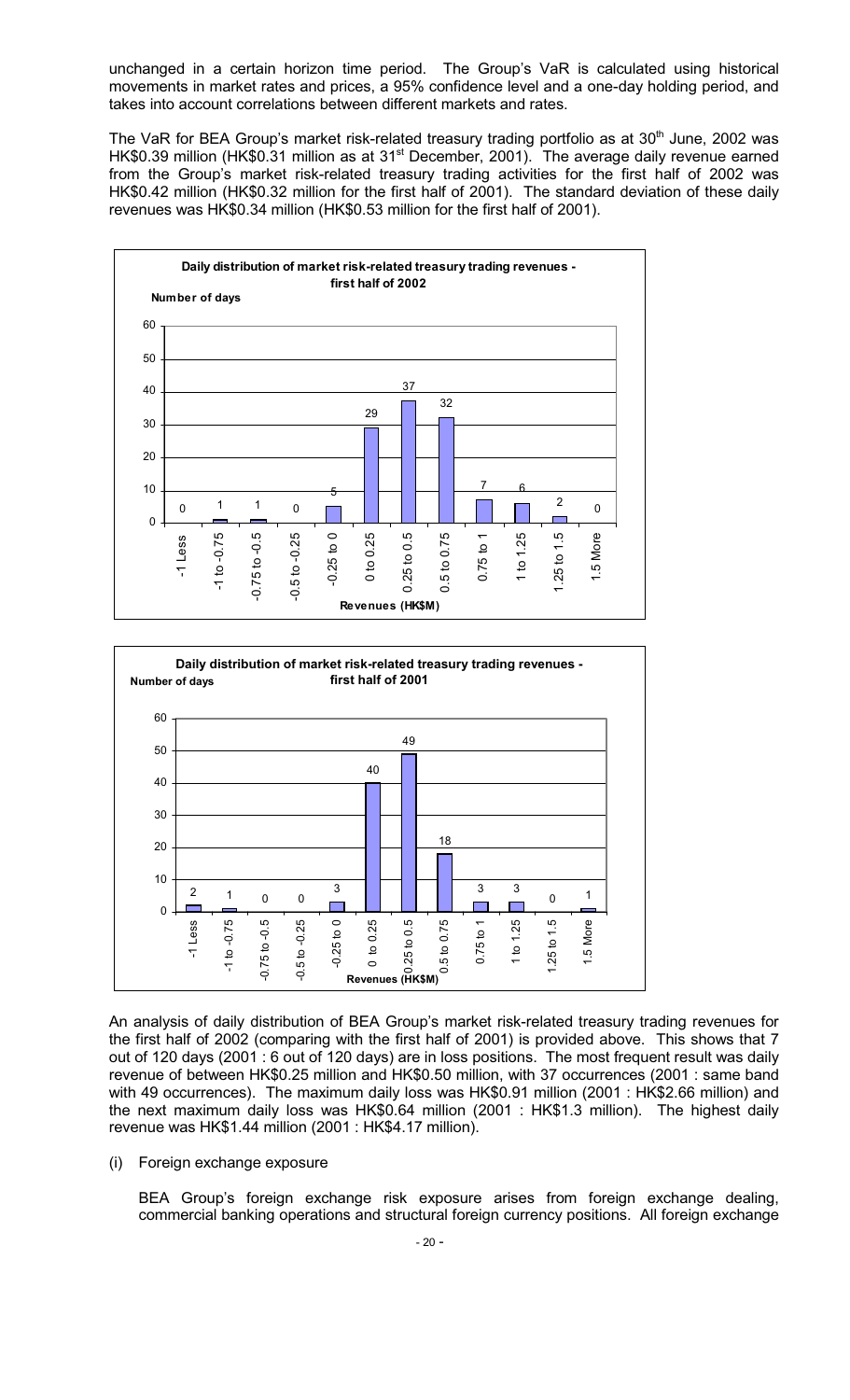unchanged in a certain horizon time period. The Group's VaR is calculated using historical movements in market rates and prices, a 95% confidence level and a one-day holding period, and takes into account correlations between different markets and rates.

The VaR for BEA Group's market risk-related treasury trading portfolio as at 30th June, 2002 was HK$0.39 million (HK$0.31 million as at 31st December, 2001). The average daily revenue earned from the Group's market risk-related treasury trading activities for the first half of 2002 was HK$0.42 million (HK$0.32 million for the first half of 2001). The standard deviation of these daily revenues was HK$0.34 million (HK$0.53 million for the first half of 2001).

Daily distribution of market risk-related treasury trading revenues - first half of 2002

Number of days

60
50
40
30
20
10
0

0 1 1 0 5 29 37 32 7 6 2 0

-1 Less
-1 to -0.75
-0.75 to -0.5
-0.5 to -0.25
-0.25 to 0
0 to 0.25
0.25 to 0.5
0.5 to 0.75
0.75 to 1
1 to 1.25
1.25 to 1.5
1.5 More

Revenues (HK$M)

Daily distribution of market risk-related treasury trading revenues - first half of 2001

Number of days

60
50
40
30
20
10
0

2 1 0 0 3 40 49 18 3 3 0 1

-1 Less
-1 to -0.75
-0.75 to -0.5
-0.5 to -0.25
-0.25 to 0
0 to 0.25
0.25 to 0.5
0.5 to 0.75
0.75 to 1
1 to 1.25
1.25 to 1.5
1.5 More

Revenues (HK$M)

An analysis of daily distribution of BEA Group's market risk-related treasury trading revenues for the first half of 2002 (comparing with the first half of 2001) is provided above. This shows that 7 out of 120 days (2001 : 6 out of 120 days) are in loss positions. The most frequent result was daily revenue of between HK$0.25 million and HK$0.50 million, with 37 occurrences (2001 : same band with 49 occurrences). The maximum daily loss was HK$0.91 million (2001 : HK$2.66 million) and the next maximum daily loss was HK$0.64 million (2001 : HK$1.3 million). The highest daily revenue was HK$1.44 million (2001 : HK$4.17 million).

(i) Foreign exchange exposure

BEA Group's foreign exchange risk exposure arises from foreign exchange dealing, commercial banking operations and structural foreign currency positions. All foreign exchange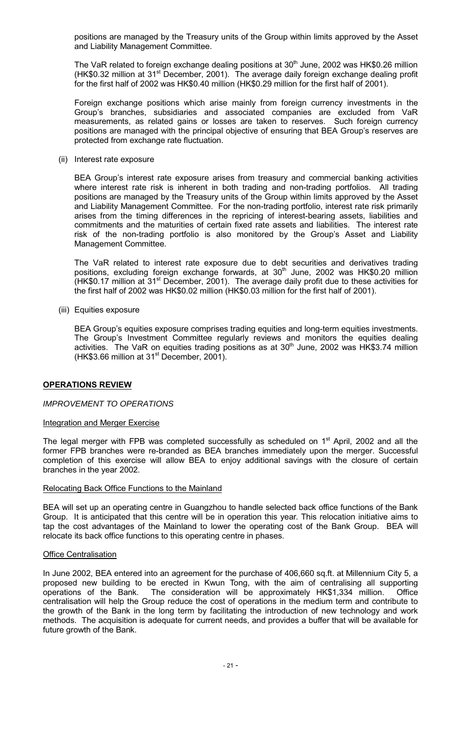positions are managed by the Treasury units of the Group within limits approved by the Asset and Liability Management Committee.

The VaR related to foreign exchange dealing positions at 30th June, 2002 was HK$0.26 million (HK$0.32 million at 31st December, 2001). The average daily foreign exchange dealing profit for the first half of 2002 was HK$0.40 million (HK$0.29 million for the first half of 2001).

Foreign exchange positions which arise mainly from foreign currency investments in the Group's branches, subsidiaries and associated companies are excluded from VaR measurements, as related gains or losses are taken to reserves. Such foreign currency positions are managed with the principal objective of ensuring that BEA Group's reserves are protected from exchange rate fluctuation.

(ii) Interest rate exposure

BEA Group's interest rate exposure arises from treasury and commercial banking activities where interest rate risk is inherent in both trading and non-trading portfolios. All trading positions are managed by the Treasury units of the Group within limits approved by the Asset and Liability Management Committee. For the non-trading portfolio, interest rate risk primarily arises from the timing differences in the repricing of interest-bearing assets, liabilities and commitments and the maturities of certain fixed rate assets and liabilities. The interest rate risk of the non-trading portfolio is also monitored by the Group's Asset and Liability Management Committee.

The VaR related to interest rate exposure due to debt securities and derivatives trading positions, excluding foreign exchange forwards, at 30th June, 2002 was HK$0.20 million (HK$0.17 million at 31st December, 2001). The average daily profit due to these activities for the first half of 2002 was HK$0.02 million (HK$0.03 million for the first half of 2001).

(iii) Equities exposure

BEA Group's equities exposure comprises trading equities and long-term equities investments. The Group's Investment Committee regularly reviews and monitors the equities dealing activities. The VaR on equities trading positions as at 30th June, 2002 was HK$3.74 million (HK$3.66 million at 31st December, 2001).

## OPERATIONS REVIEW

*IMPROVEMENT TO OPERATIONS*

Integration and Merger Exercise

The legal merger with FPB was completed successfully as scheduled on 1st April, 2002 and all the former FPB branches were re-branded as BEA branches immediately upon the merger. Successful completion of this exercise will allow BEA to enjoy additional savings with the closure of certain branches in the year 2002.

Relocating Back Office Functions to the Mainland

BEA will set up an operating centre in Guangzhou to handle selected back office functions of the Bank Group. It is anticipated that this centre will be in operation this year. This relocation initiative aims to tap the cost advantages of the Mainland to lower the operating cost of the Bank Group. BEA will relocate its back office functions to this operating centre in phases.

Office Centralisation

In June 2002, BEA entered into an agreement for the purchase of 406,660 sq.ft. at Millennium City 5, a proposed new building to be erected in Kwun Tong, with the aim of centralising all supporting operations of the Bank. The consideration will be approximately HK$1,334 million. Office centralisation will help the Group reduce the cost of operations in the medium term and contribute to the growth of the Bank in the long term by facilitating the introduction of new technology and work methods. The acquisition is adequate for current needs, and provides a buffer that will be available for future growth of the Bank.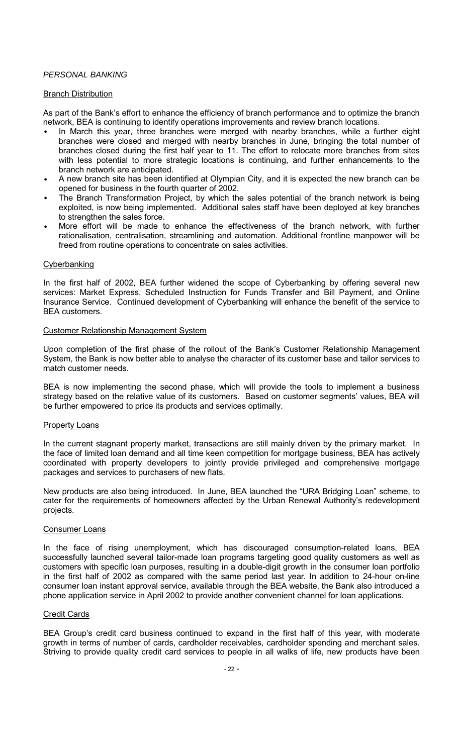*PERSONAL BANKING*

Branch Distribution

As part of the Bank's effort to enhance the efficiency of branch performance and to optimize the branch network, BEA is continuing to identify operations improvements and review branch locations.

- In March this year, three branches were merged with nearby branches, while a further eight branches were closed and merged with nearby branches in June, bringing the total number of branches closed during the first half year to 11. The effort to relocate more branches from sites with less potential to more strategic locations is continuing, and further enhancements to the branch network are anticipated.
- A new branch site has been identified at Olympian City, and it is expected the new branch can be opened for business in the fourth quarter of 2002.
- The Branch Transformation Project, by which the sales potential of the branch network is being exploited, is now being implemented. Additional sales staff have been deployed at key branches to strengthen the sales force.
- More effort will be made to enhance the effectiveness of the branch network, with further rationalisation, centralisation, streamlining and automation. Additional frontline manpower will be freed from routine operations to concentrate on sales activities.

Cyberbanking

In the first half of 2002, BEA further widened the scope of Cyberbanking by offering several new services: Market Express, Scheduled Instruction for Funds Transfer and Bill Payment, and Online Insurance Service. Continued development of Cyberbanking will enhance the benefit of the service to BEA customers.

Customer Relationship Management System

Upon completion of the first phase of the rollout of the Bank's Customer Relationship Management System, the Bank is now better able to analyse the character of its customer base and tailor services to match customer needs.

BEA is now implementing the second phase, which will provide the tools to implement a business strategy based on the relative value of its customers. Based on customer segments' values, BEA will be further empowered to price its products and services optimally.

Property Loans

In the current stagnant property market, transactions are still mainly driven by the primary market. In the face of limited loan demand and all time keen competition for mortgage business, BEA has actively coordinated with property developers to jointly provide privileged and comprehensive mortgage packages and services to purchasers of new flats.

New products are also being introduced. In June, BEA launched the "URA Bridging Loan" scheme, to cater for the requirements of homeowners affected by the Urban Renewal Authority's redevelopment projects.

Consumer Loans

In the face of rising unemployment, which has discouraged consumption-related loans, BEA successfully launched several tailor-made loan programs targeting good quality customers as well as customers with specific loan purposes, resulting in a double-digit growth in the consumer loan portfolio in the first half of 2002 as compared with the same period last year. In addition to 24-hour on-line consumer loan instant approval service, available through the BEA website, the Bank also introduced a phone application service in April 2002 to provide another convenient channel for loan applications.

Credit Cards

BEA Group's credit card business continued to expand in the first half of this year, with moderate growth in terms of number of cards, cardholder receivables, cardholder spending and merchant sales. Striving to provide quality credit card services to people in all walks of life, new products have been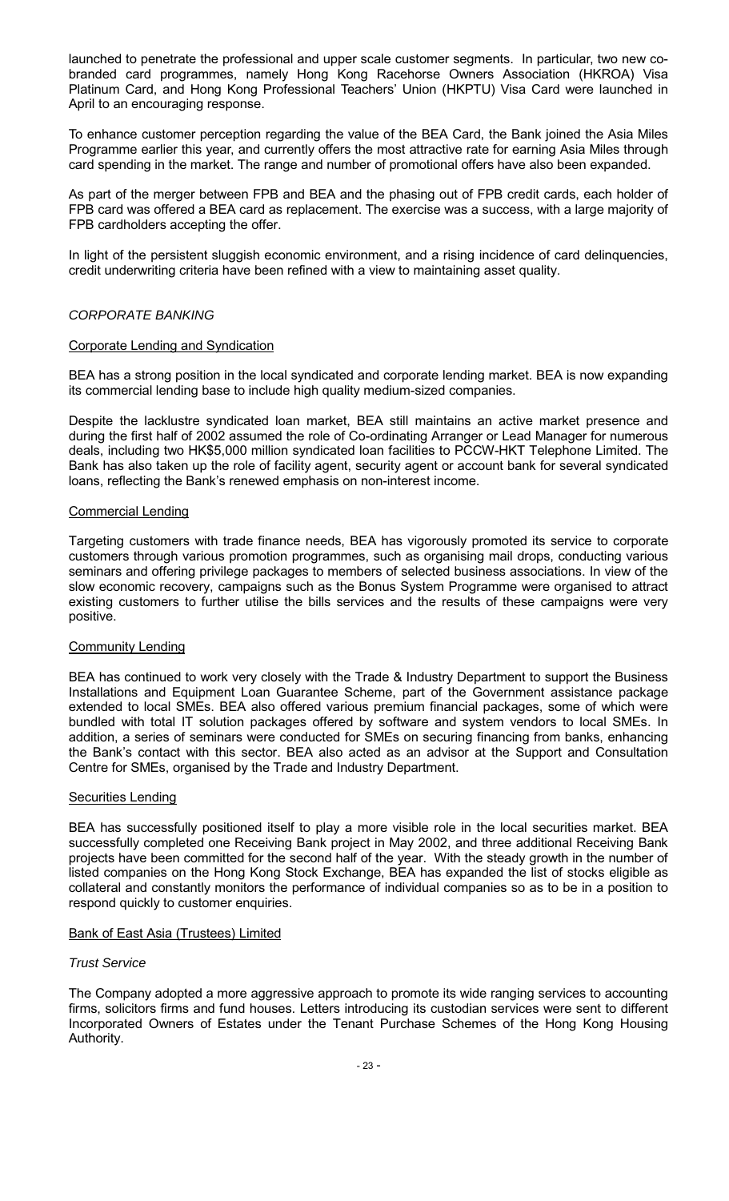launched to penetrate the professional and upper scale customer segments. In particular, two new co-branded card programmes, namely Hong Kong Racehorse Owners Association (HKROA) Visa Platinum Card, and Hong Kong Professional Teachers' Union (HKPTU) Visa Card were launched in April to an encouraging response.

To enhance customer perception regarding the value of the BEA Card, the Bank joined the Asia Miles Programme earlier this year, and currently offers the most attractive rate for earning Asia Miles through card spending in the market. The range and number of promotional offers have also been expanded.

As part of the merger between FPB and BEA and the phasing out of FPB credit cards, each holder of FPB card was offered a BEA card as replacement. The exercise was a success, with a large majority of FPB cardholders accepting the offer.

In light of the persistent sluggish economic environment, and a rising incidence of card delinquencies, credit underwriting criteria have been refined with a view to maintaining asset quality.

*CORPORATE BANKING*

Corporate Lending and Syndication

BEA has a strong position in the local syndicated and corporate lending market. BEA is now expanding its commercial lending base to include high quality medium-sized companies.

Despite the lacklustre syndicated loan market, BEA still maintains an active market presence and during the first half of 2002 assumed the role of Co-ordinating Arranger or Lead Manager for numerous deals, including two HK$5,000 million syndicated loan facilities to PCCW-HKT Telephone Limited. The Bank has also taken up the role of facility agent, security agent or account bank for several syndicated loans, reflecting the Bank's renewed emphasis on non-interest income.

Commercial Lending

Targeting customers with trade finance needs, BEA has vigorously promoted its service to corporate customers through various promotion programmes, such as organising mail drops, conducting various seminars and offering privilege packages to members of selected business associations. In view of the slow economic recovery, campaigns such as the Bonus System Programme were organised to attract existing customers to further utilise the bills services and the results of these campaigns were very positive.

Community Lending

BEA has continued to work very closely with the Trade & Industry Department to support the Business Installations and Equipment Loan Guarantee Scheme, part of the Government assistance package extended to local SMEs. BEA also offered various premium financial packages, some of which were bundled with total IT solution packages offered by software and system vendors to local SMEs. In addition, a series of seminars were conducted for SMEs on securing financing from banks, enhancing the Bank's contact with this sector. BEA also acted as an advisor at the Support and Consultation Centre for SMEs, organised by the Trade and Industry Department.

Securities Lending

BEA has successfully positioned itself to play a more visible role in the local securities market. BEA successfully completed one Receiving Bank project in May 2002, and three additional Receiving Bank projects have been committed for the second half of the year. With the steady growth in the number of listed companies on the Hong Kong Stock Exchange, BEA has expanded the list of stocks eligible as collateral and constantly monitors the performance of individual companies so as to be in a position to respond quickly to customer enquiries.

Bank of East Asia (Trustees) Limited

*Trust Service*

The Company adopted a more aggressive approach to promote its wide ranging services to accounting firms, solicitors firms and fund houses. Letters introducing its custodian services were sent to different Incorporated Owners of Estates under the Tenant Purchase Schemes of the Hong Kong Housing Authority.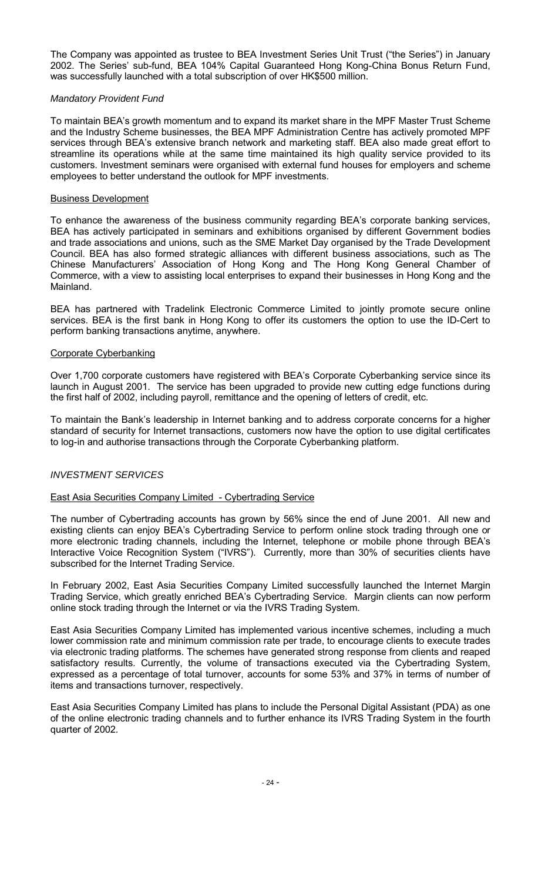The Company was appointed as trustee to BEA Investment Series Unit Trust ("the Series") in January 2002. The Series' sub-fund, BEA 104% Capital Guaranteed Hong Kong-China Bonus Return Fund, was successfully launched with a total subscription of over HK$500 million.

*Mandatory Provident Fund*

To maintain BEA's growth momentum and to expand its market share in the MPF Master Trust Scheme and the Industry Scheme businesses, the BEA MPF Administration Centre has actively promoted MPF services through BEA's extensive branch network and marketing staff. BEA also made great effort to streamline its operations while at the same time maintained its high quality service provided to its customers. Investment seminars were organised with external fund houses for employers and scheme employees to better understand the outlook for MPF investments.

Business Development

To enhance the awareness of the business community regarding BEA's corporate banking services, BEA has actively participated in seminars and exhibitions organised by different Government bodies and trade associations and unions, such as the SME Market Day organised by the Trade Development Council. BEA has also formed strategic alliances with different business associations, such as The Chinese Manufacturers' Association of Hong Kong and The Hong Kong General Chamber of Commerce, with a view to assisting local enterprises to expand their businesses in Hong Kong and the Mainland.

BEA has partnered with Tradelink Electronic Commerce Limited to jointly promote secure online services. BEA is the first bank in Hong Kong to offer its customers the option to use the ID-Cert to perform banking transactions anytime, anywhere.

Corporate Cyberbanking

Over 1,700 corporate customers have registered with BEA's Corporate Cyberbanking service since its launch in August 2001. The service has been upgraded to provide new cutting edge functions during the first half of 2002, including payroll, remittance and the opening of letters of credit, etc.

To maintain the Bank's leadership in Internet banking and to address corporate concerns for a higher standard of security for Internet transactions, customers now have the option to use digital certificates to log-in and authorise transactions through the Corporate Cyberbanking platform.

*INVESTMENT SERVICES*

East Asia Securities Company Limited - Cybertrading Service

The number of Cybertrading accounts has grown by 56% since the end of June 2001. All new and existing clients can enjoy BEA's Cybertrading Service to perform online stock trading through one or more electronic trading channels, including the Internet, telephone or mobile phone through BEA's Interactive Voice Recognition System ("IVRS"). Currently, more than 30% of securities clients have subscribed for the Internet Trading Service.

In February 2002, East Asia Securities Company Limited successfully launched the Internet Margin Trading Service, which greatly enriched BEA's Cybertrading Service. Margin clients can now perform online stock trading through the Internet or via the IVRS Trading System.

East Asia Securities Company Limited has implemented various incentive schemes, including a much lower commission rate and minimum commission rate per trade, to encourage clients to execute trades via electronic trading platforms. The schemes have generated strong response from clients and reaped satisfactory results. Currently, the volume of transactions executed via the Cybertrading System, expressed as a percentage of total turnover, accounts for some 53% and 37% in terms of number of items and transactions turnover, respectively.

East Asia Securities Company Limited has plans to include the Personal Digital Assistant (PDA) as one of the online electronic trading channels and to further enhance its IVRS Trading System in the fourth quarter of 2002.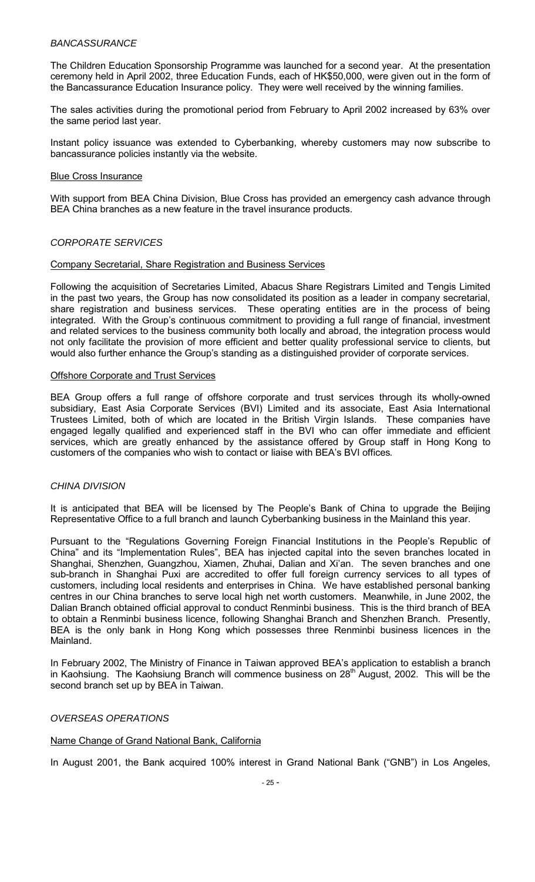### *BANCASSURANCE*

The Children Education Sponsorship Programme was launched for a second year. At the presentation ceremony held in April 2002, three Education Funds, each of HK$50,000, were given out in the form of the Bancassurance Education Insurance policy. They were well received by the winning families.

The sales activities during the promotional period from February to April 2002 increased by 63% over the same period last year.

Instant policy issuance was extended to Cyberbanking, whereby customers may now subscribe to bancassurance policies instantly via the website.

#### Blue Cross Insurance

With support from BEA China Division, Blue Cross has provided an emergency cash advance through BEA China branches as a new feature in the travel insurance products.

### *CORPORATE SERVICES*

#### Company Secretarial, Share Registration and Business Services

Following the acquisition of Secretaries Limited, Abacus Share Registrars Limited and Tengis Limited in the past two years, the Group has now consolidated its position as a leader in company secretarial, share registration and business services. These operating entities are in the process of being integrated. With the Group's continuous commitment to providing a full range of financial, investment and related services to the business community both locally and abroad, the integration process would not only facilitate the provision of more efficient and better quality professional service to clients, but would also further enhance the Group's standing as a distinguished provider of corporate services.

#### Offshore Corporate and Trust Services

BEA Group offers a full range of offshore corporate and trust services through its wholly-owned subsidiary, East Asia Corporate Services (BVI) Limited and its associate, East Asia International Trustees Limited, both of which are located in the British Virgin Islands. These companies have engaged legally qualified and experienced staff in the BVI who can offer immediate and efficient services, which are greatly enhanced by the assistance offered by Group staff in Hong Kong to customers of the companies who wish to contact or liaise with BEA's BVI offices.

### *CHINA DIVISION*

It is anticipated that BEA will be licensed by The People's Bank of China to upgrade the Beijing Representative Office to a full branch and launch Cyberbanking business in the Mainland this year.

Pursuant to the "Regulations Governing Foreign Financial Institutions in the People's Republic of China" and its "Implementation Rules", BEA has injected capital into the seven branches located in Shanghai, Shenzhen, Guangzhou, Xiamen, Zhuhai, Dalian and Xi'an. The seven branches and one sub-branch in Shanghai Puxi are accredited to offer full foreign currency services to all types of customers, including local residents and enterprises in China. We have established personal banking centres in our China branches to serve local high net worth customers. Meanwhile, in June 2002, the Dalian Branch obtained official approval to conduct Renminbi business. This is the third branch of BEA to obtain a Renminbi business licence, following Shanghai Branch and Shenzhen Branch. Presently, BEA is the only bank in Hong Kong which possesses three Renminbi business licences in the Mainland.

In February 2002, The Ministry of Finance in Taiwan approved BEA's application to establish a branch in Kaohsiung. The Kaohsiung Branch will commence business on 28th August, 2002. This will be the second branch set up by BEA in Taiwan.

### *OVERSEAS OPERATIONS*

#### Name Change of Grand National Bank, California

In August 2001, the Bank acquired 100% interest in Grand National Bank ("GNB") in Los Angeles,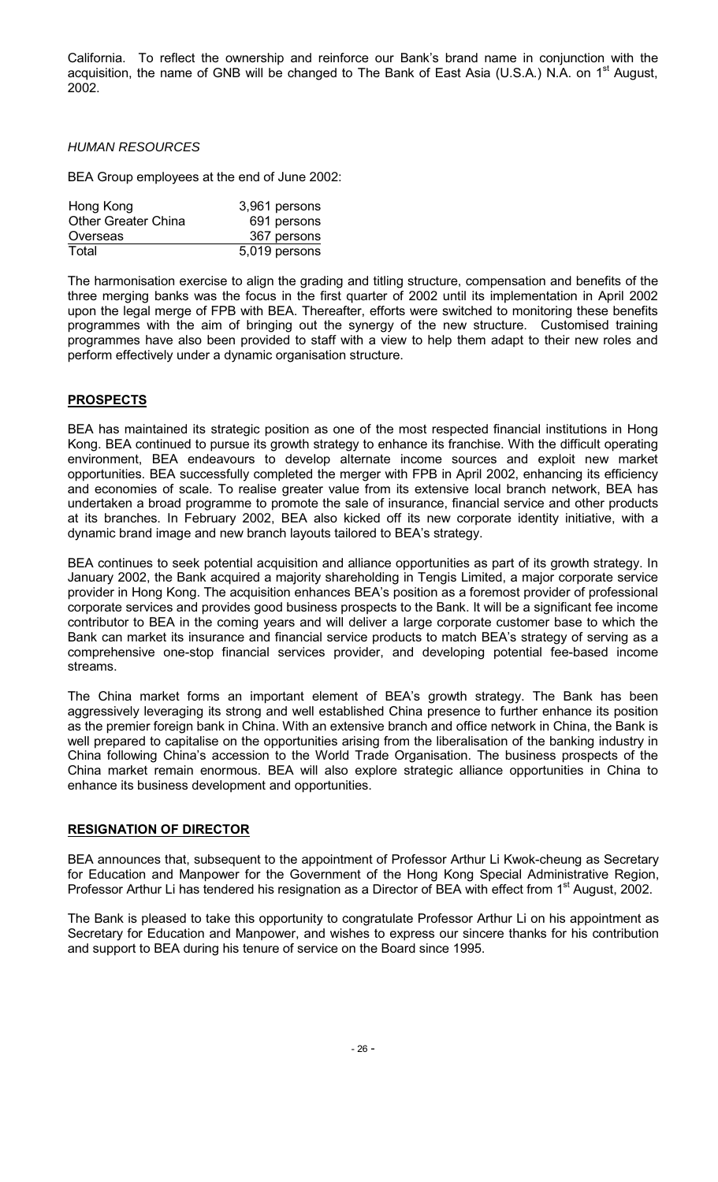California. To reflect the ownership and reinforce our Bank's brand name in conjunction with the acquisition, the name of GNB will be changed to The Bank of East Asia (U.S.A.) N.A. on 1st August, 2002.

*HUMAN RESOURCES*

BEA Group employees at the end of June 2002:

| | |
|---|---|
| Hong Kong | 3,961 persons |
| Other Greater China | 691 persons |
| Overseas | 367 persons |
| Total | 5,019 persons |

The harmonisation exercise to align the grading and titling structure, compensation and benefits of the three merging banks was the focus in the first quarter of 2002 until its implementation in April 2002 upon the legal merge of FPB with BEA. Thereafter, efforts were switched to monitoring these benefits programmes with the aim of bringing out the synergy of the new structure. Customised training programmes have also been provided to staff with a view to help them adapt to their new roles and perform effectively under a dynamic organisation structure.

## PROSPECTS

BEA has maintained its strategic position as one of the most respected financial institutions in Hong Kong. BEA continued to pursue its growth strategy to enhance its franchise. With the difficult operating environment, BEA endeavours to develop alternate income sources and exploit new market opportunities. BEA successfully completed the merger with FPB in April 2002, enhancing its efficiency and economies of scale. To realise greater value from its extensive local branch network, BEA has undertaken a broad programme to promote the sale of insurance, financial service and other products at its branches. In February 2002, BEA also kicked off its new corporate identity initiative, with a dynamic brand image and new branch layouts tailored to BEA's strategy.

BEA continues to seek potential acquisition and alliance opportunities as part of its growth strategy. In January 2002, the Bank acquired a majority shareholding in Tengis Limited, a major corporate service provider in Hong Kong. The acquisition enhances BEA's position as a foremost provider of professional corporate services and provides good business prospects to the Bank. It will be a significant fee income contributor to BEA in the coming years and will deliver a large corporate customer base to which the Bank can market its insurance and financial service products to match BEA's strategy of serving as a comprehensive one-stop financial services provider, and developing potential fee-based income streams.

The China market forms an important element of BEA's growth strategy. The Bank has been aggressively leveraging its strong and well established China presence to further enhance its position as the premier foreign bank in China. With an extensive branch and office network in China, the Bank is well prepared to capitalise on the opportunities arising from the liberalisation of the banking industry in China following China's accession to the World Trade Organisation. The business prospects of the China market remain enormous. BEA will also explore strategic alliance opportunities in China to enhance its business development and opportunities.

## RESIGNATION OF DIRECTOR

BEA announces that, subsequent to the appointment of Professor Arthur Li Kwok-cheung as Secretary for Education and Manpower for the Government of the Hong Kong Special Administrative Region, Professor Arthur Li has tendered his resignation as a Director of BEA with effect from 1st August, 2002.

The Bank is pleased to take this opportunity to congratulate Professor Arthur Li on his appointment as Secretary for Education and Manpower, and wishes to express our sincere thanks for his contribution and support to BEA during his tenure of service on the Board since 1995.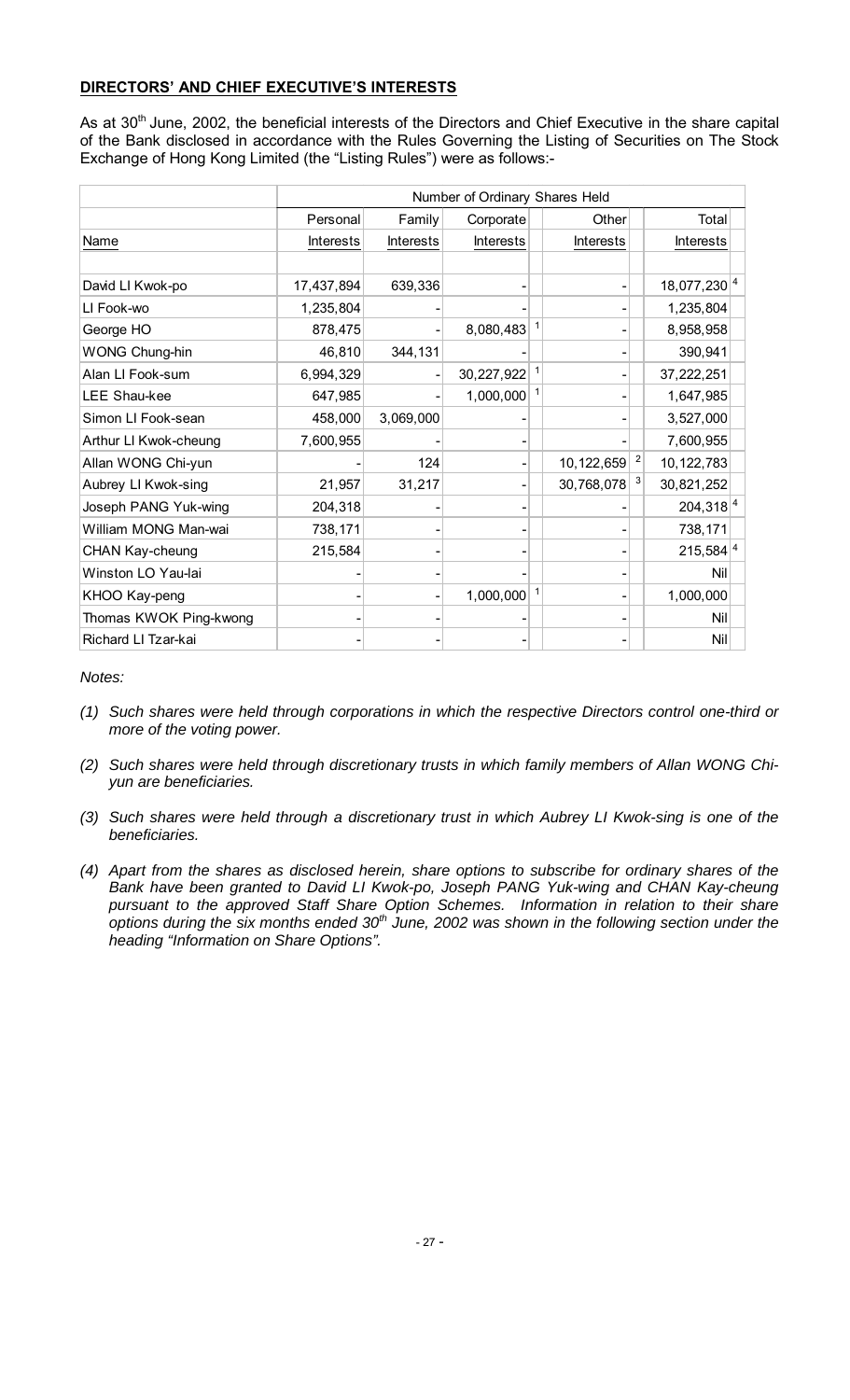**DIRECTORS' AND CHIEF EXECUTIVE'S INTERESTS**

As at 30th June, 2002, the beneficial interests of the Directors and Chief Executive in the share capital of the Bank disclosed in accordance with the Rules Governing the Listing of Securities on The Stock Exchange of Hong Kong Limited (the "Listing Rules") were as follows:-

| | Number of Ordinary Shares Held | | | | |
|---|---|---|---|---|---|
| Name | Personal Interests | Family Interests | Corporate Interests | Other Interests | Total Interests |
| David LI Kwok-po | 17,437,894 | 639,336 | - | - | 18,077,230 [4] |
| LI Fook-wo | 1,235,804 | - | - | - | 1,235,804 |
| George HO | 878,475 | - | 8,080,483 [1] | - | 8,958,958 |
| WONG Chung-hin | 46,810 | 344,131 | - | - | 390,941 |
| Alan LI Fook-sum | 6,994,329 | - | 30,227,922 [1] | - | 37,222,251 |
| LEE Shau-kee | 647,985 | - | 1,000,000 [1] | - | 1,647,985 |
| Simon LI Fook-sean | 458,000 | 3,069,000 | - | - | 3,527,000 |
| Arthur LI Kwok-cheung | 7,600,955 | - | - | - | 7,600,955 |
| Allan WONG Chi-yun | - | 124 | - | 10,122,659 [2] | 10,122,783 |
| Aubrey LI Kwok-sing | 21,957 | 31,217 | - | 30,768,078 [3] | 30,821,252 |
| Joseph PANG Yuk-wing | 204,318 | - | - | - | 204,318 [4] |
| William MONG Man-wai | 738,171 | - | - | - | 738,171 |
| CHAN Kay-cheung | 215,584 | - | - | - | 215,584 [4] |
| Winston LO Yau-lai | - | - | - | - | Nil |
| KHOO Kay-peng | - | - | 1,000,000 [1] | - | 1,000,000 |
| Thomas KWOK Ping-kwong | - | - | - | - | Nil |
| Richard LI Tzar-kai | - | - | - | - | Nil |

*Notes:*

*(1) Such shares were held through corporations in which the respective Directors control one-third or more of the voting power.*

*(2) Such shares were held through discretionary trusts in which family members of Allan WONG Chi-yun are beneficiaries.*

*(3) Such shares were held through a discretionary trust in which Aubrey LI Kwok-sing is one of the beneficiaries.*

*(4) Apart from the shares as disclosed herein, share options to subscribe for ordinary shares of the Bank have been granted to David LI Kwok-po, Joseph PANG Yuk-wing and CHAN Kay-cheung pursuant to the approved Staff Share Option Schemes. Information in relation to their share options during the six months ended 30th June, 2002 was shown in the following section under the heading "Information on Share Options".*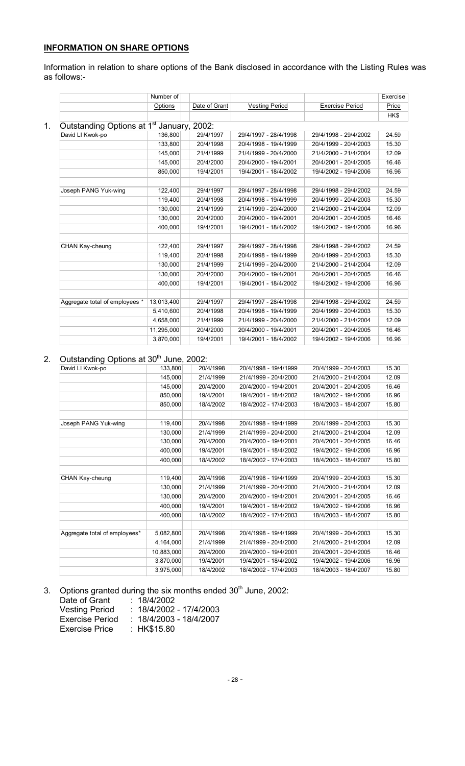## INFORMATION ON SHARE OPTIONS

Information in relation to share options of the Bank disclosed in accordance with the Listing Rules was as follows:-

| | Number of Options | Date of Grant | Vesting Period | Exercise Period | Exercise Price HK$ |
|---|---|---|---|---|---|
| **1. Outstanding Options at 1st January, 2002:** | | | | | |
| David LI Kwok-po | 136,800 | 29/4/1997 | 29/4/1997 - 28/4/1998 | 29/4/1998 - 29/4/2002 | 24.59 |
| | 133,800 | 20/4/1998 | 20/4/1998 - 19/4/1999 | 20/4/1999 - 20/4/2003 | 15.30 |
| | 145,000 | 21/4/1999 | 21/4/1999 - 20/4/2000 | 21/4/2000 - 21/4/2004 | 12.09 |
| | 145,000 | 20/4/2000 | 20/4/2000 - 19/4/2001 | 20/4/2001 - 20/4/2005 | 16.46 |
| | 850,000 | 19/4/2001 | 19/4/2001 - 18/4/2002 | 19/4/2002 - 19/4/2006 | 16.96 |
| Joseph PANG Yuk-wing | 122,400 | 29/4/1997 | 29/4/1997 - 28/4/1998 | 29/4/1998 - 29/4/2002 | 24.59 |
| | 119,400 | 20/4/1998 | 20/4/1998 - 19/4/1999 | 20/4/1999 - 20/4/2003 | 15.30 |
| | 130,000 | 21/4/1999 | 21/4/1999 - 20/4/2000 | 21/4/2000 - 21/4/2004 | 12.09 |
| | 130,000 | 20/4/2000 | 20/4/2000 - 19/4/2001 | 20/4/2001 - 20/4/2005 | 16.46 |
| | 400,000 | 19/4/2001 | 19/4/2001 - 18/4/2002 | 19/4/2002 - 19/4/2006 | 16.96 |
| CHAN Kay-cheung | 122,400 | 29/4/1997 | 29/4/1997 - 28/4/1998 | 29/4/1998 - 29/4/2002 | 24.59 |
| | 119,400 | 20/4/1998 | 20/4/1998 - 19/4/1999 | 20/4/1999 - 20/4/2003 | 15.30 |
| | 130,000 | 21/4/1999 | 21/4/1999 - 20/4/2000 | 21/4/2000 - 21/4/2004 | 12.09 |
| | 130,000 | 20/4/2000 | 20/4/2000 - 19/4/2001 | 20/4/2001 - 20/4/2005 | 16.46 |
| | 400,000 | 19/4/2001 | 19/4/2001 - 18/4/2002 | 19/4/2002 - 19/4/2006 | 16.96 |
| Aggregate total of employees * | 13,013,400 | 29/4/1997 | 29/4/1997 - 28/4/1998 | 29/4/1998 - 29/4/2002 | 24.59 |
| | 5,410,600 | 20/4/1998 | 20/4/1998 - 19/4/1999 | 20/4/1999 - 20/4/2003 | 15.30 |
| | 4,658,000 | 21/4/1999 | 21/4/1999 - 20/4/2000 | 21/4/2000 - 21/4/2004 | 12.09 |
| | 11,295,000 | 20/4/2000 | 20/4/2000 - 19/4/2001 | 20/4/2001 - 20/4/2005 | 16.46 |
| | 3,870,000 | 19/4/2001 | 19/4/2001 - 18/4/2002 | 19/4/2002 - 19/4/2006 | 16.96 |
| **2. Outstanding Options at 30th June, 2002:** | | | | | |
| David LI Kwok-po | 133,800 | 20/4/1998 | 20/4/1998 - 19/4/1999 | 20/4/1999 - 20/4/2003 | 15.30 |
| | 145,000 | 21/4/1999 | 21/4/1999 - 20/4/2000 | 21/4/2000 - 21/4/2004 | 12.09 |
| | 145,000 | 20/4/2000 | 20/4/2000 - 19/4/2001 | 20/4/2001 - 20/4/2005 | 16.46 |
| | 850,000 | 19/4/2001 | 19/4/2001 - 18/4/2002 | 19/4/2002 - 19/4/2006 | 16.96 |
| | 850,000 | 18/4/2002 | 18/4/2002 - 17/4/2003 | 18/4/2003 - 18/4/2007 | 15.80 |
| Joseph PANG Yuk-wing | 119,400 | 20/4/1998 | 20/4/1998 - 19/4/1999 | 20/4/1999 - 20/4/2003 | 15.30 |
| | 130,000 | 21/4/1999 | 21/4/1999 - 20/4/2000 | 21/4/2000 - 21/4/2004 | 12.09 |
| | 130,000 | 20/4/2000 | 20/4/2000 - 19/4/2001 | 20/4/2001 - 20/4/2005 | 16.46 |
| | 400,000 | 19/4/2001 | 19/4/2001 - 18/4/2002 | 19/4/2002 - 19/4/2006 | 16.96 |
| | 400,000 | 18/4/2002 | 18/4/2002 - 17/4/2003 | 18/4/2003 - 18/4/2007 | 15.80 |
| CHAN Kay-cheung | 119,400 | 20/4/1998 | 20/4/1998 - 19/4/1999 | 20/4/1999 - 20/4/2003 | 15.30 |
| | 130,000 | 21/4/1999 | 21/4/1999 - 20/4/2000 | 21/4/2000 - 21/4/2004 | 12.09 |
| | 130,000 | 20/4/2000 | 20/4/2000 - 19/4/2001 | 20/4/2001 - 20/4/2005 | 16.46 |
| | 400,000 | 19/4/2001 | 19/4/2001 - 18/4/2002 | 19/4/2002 - 19/4/2006 | 16.96 |
| | 400,000 | 18/4/2002 | 18/4/2002 - 17/4/2003 | 18/4/2003 - 18/4/2007 | 15.80 |
| Aggregate total of employees* | 5,082,800 | 20/4/1998 | 20/4/1998 - 19/4/1999 | 20/4/1999 - 20/4/2003 | 15.30 |
| | 4,164,000 | 21/4/1999 | 21/4/1999 - 20/4/2000 | 21/4/2000 - 21/4/2004 | 12.09 |
| | 10,883,000 | 20/4/2000 | 20/4/2000 - 19/4/2001 | 20/4/2001 - 20/4/2005 | 16.46 |
| | 3,870,000 | 19/4/2001 | 19/4/2001 - 18/4/2002 | 19/4/2002 - 19/4/2006 | 16.96 |
| | 3,975,000 | 18/4/2002 | 18/4/2002 - 17/4/2003 | 18/4/2003 - 18/4/2007 | 15.80 |

3. Options granted during the six months ended 30th June, 2002:

Date of Grant : 18/4/2002
Vesting Period : 18/4/2002 - 17/4/2003
Exercise Period : 18/4/2003 - 18/4/2007
Exercise Price : HK$15.80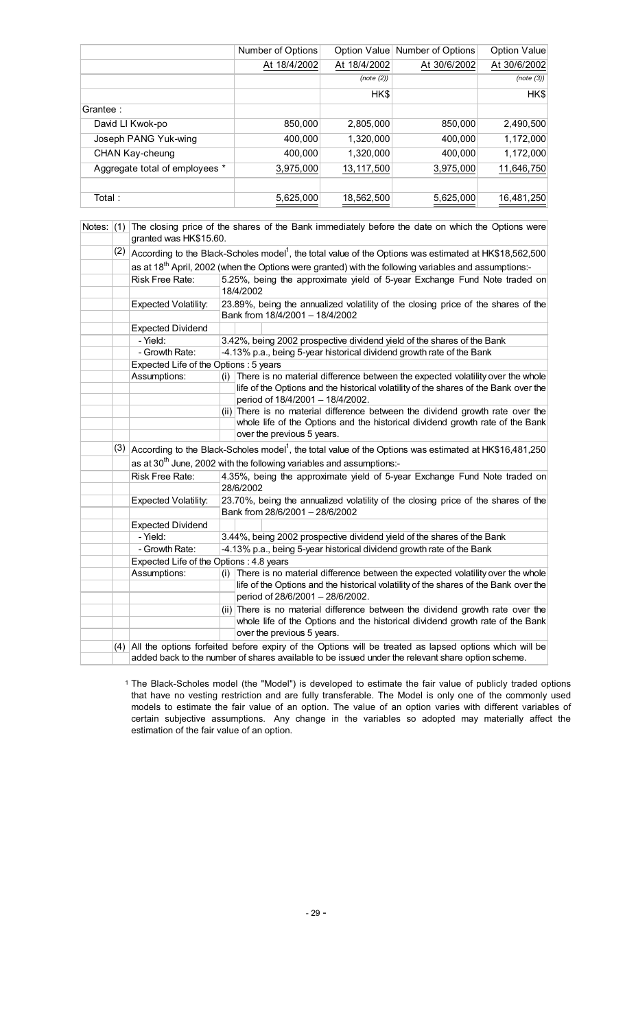| | Number of Options | Option Value | Number of Options | Option Value |
|---|---|---|---|---|
| | At 18/4/2002 | At 18/4/2002 | At 30/6/2002 | At 30/6/2002 |
| | | *(note (2))* | | *(note (3))* |
| | | HK$ | | HK$ |
| Grantee : | | | | |
| David LI Kwok-po | 850,000 | 2,805,000 | 850,000 | 2,490,500 |
| Joseph PANG Yuk-wing | 400,000 | 1,320,000 | 400,000 | 1,172,000 |
| CHAN Kay-cheung | 400,000 | 1,320,000 | 400,000 | 1,172,000 |
| Aggregate total of employees * | 3,975,000 | 13,117,500 | 3,975,000 | 11,646,750 |
| Total : | 5,625,000 | 18,562,500 | 5,625,000 | 16,481,250 |

Notes:

(1) The closing price of the shares of the Bank immediately before the date on which the Options were granted was HK$15.60.

(2) According to the Black-Scholes model[1], the total value of the Options was estimated at HK$18,562,500 as at 18th April, 2002 (when the Options were granted) with the following variables and assumptions:-

| | |
|---|---|
| Risk Free Rate: | 5.25%, being the approximate yield of 5-year Exchange Fund Note traded on 18/4/2002 |
| Expected Volatility: | 23.89%, being the annualized volatility of the closing price of the shares of the Bank from 18/4/2001 – 18/4/2002 |
| Expected Dividend | |
| - Yield: | 3.42%, being 2002 prospective dividend yield of the shares of the Bank |
| - Growth Rate: | -4.13% p.a., being 5-year historical dividend growth rate of the Bank |
| Expected Life of the Options : 5 years | |
| Assumptions: | (i) There is no material difference between the expected volatility over the whole life of the Options and the historical volatility of the shares of the Bank over the period of 18/4/2001 – 18/4/2002. |
| | (ii) There is no material difference between the dividend growth rate over the whole life of the Options and the historical dividend growth rate of the Bank over the previous 5 years. |

(3) According to the Black-Scholes model[1], the total value of the Options was estimated at HK$16,481,250 as at 30th June, 2002 with the following variables and assumptions:-

| | |
|---|---|
| Risk Free Rate: | 4.35%, being the approximate yield of 5-year Exchange Fund Note traded on 28/6/2002 |
| Expected Volatility: | 23.70%, being the annualized volatility of the closing price of the shares of the Bank from 28/6/2001 – 28/6/2002 |
| Expected Dividend | |
| - Yield: | 3.44%, being 2002 prospective dividend yield of the shares of the Bank |
| - Growth Rate: | -4.13% p.a., being 5-year historical dividend growth rate of the Bank |
| Expected Life of the Options : 4.8 years | |
| Assumptions: | (i) There is no material difference between the expected volatility over the whole life of the Options and the historical volatility of the shares of the Bank over the period of 28/6/2001 – 28/6/2002. |
| | (ii) There is no material difference between the dividend growth rate over the whole life of the Options and the historical dividend growth rate of the Bank over the previous 5 years. |

(4) All the options forfeited before expiry of the Options will be treated as lapsed options which will be added back to the number of shares available to be issued under the relevant share option scheme.

[1] The Black-Scholes model (the "Model") is developed to estimate the fair value of publicly traded options that have no vesting restriction and are fully transferable. The Model is only one of the commonly used models to estimate the fair value of an option. The value of an option varies with different variables of certain subjective assumptions. Any change in the variables so adopted may materially affect the estimation of the fair value of an option.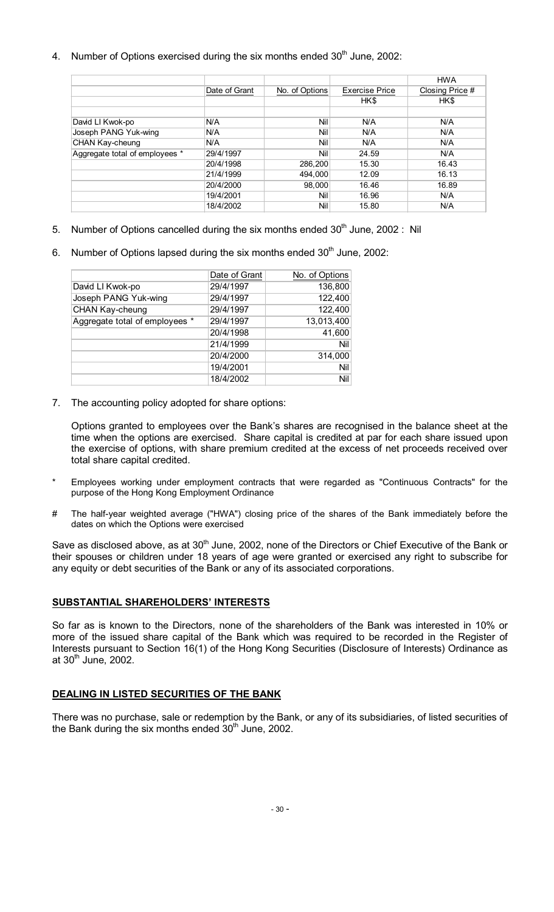4. Number of Options exercised during the six months ended 30th June, 2002:

| | Date of Grant | No. of Options | Exercise Price | HWA Closing Price # |
|---|---|---|---|---|
| | | | HK$ | HK$ |
| David LI Kwok-po | N/A | Nil | N/A | N/A |
| Joseph PANG Yuk-wing | N/A | Nil | N/A | N/A |
| CHAN Kay-cheung | N/A | Nil | N/A | N/A |
| Aggregate total of employees * | 29/4/1997 | Nil | 24.59 | N/A |
| | 20/4/1998 | 286,200 | 15.30 | 16.43 |
| | 21/4/1999 | 494,000 | 12.09 | 16.13 |
| | 20/4/2000 | 98,000 | 16.46 | 16.89 |
| | 19/4/2001 | Nil | 16.96 | N/A |
| | 18/4/2002 | Nil | 15.80 | N/A |

5. Number of Options cancelled during the six months ended 30th June, 2002 : Nil

6. Number of Options lapsed during the six months ended 30th June, 2002:

| | Date of Grant | No. of Options |
|---|---|---|
| David LI Kwok-po | 29/4/1997 | 136,800 |
| Joseph PANG Yuk-wing | 29/4/1997 | 122,400 |
| CHAN Kay-cheung | 29/4/1997 | 122,400 |
| Aggregate total of employees * | 29/4/1997 | 13,013,400 |
| | 20/4/1998 | 41,600 |
| | 21/4/1999 | Nil |
| | 20/4/2000 | 314,000 |
| | 19/4/2001 | Nil |
| | 18/4/2002 | Nil |

7. The accounting policy adopted for share options:

   Options granted to employees over the Bank's shares are recognised in the balance sheet at the time when the options are exercised. Share capital is credited at par for each share issued upon the exercise of options, with share premium credited at the excess of net proceeds received over total share capital credited.

\* Employees working under employment contracts that were regarded as "Continuous Contracts" for the purpose of the Hong Kong Employment Ordinance

\# The half-year weighted average ("HWA") closing price of the shares of the Bank immediately before the dates on which the Options were exercised

Save as disclosed above, as at 30th June, 2002, none of the Directors or Chief Executive of the Bank or their spouses or children under 18 years of age were granted or exercised any right to subscribe for any equity or debt securities of the Bank or any of its associated corporations.

## SUBSTANTIAL SHAREHOLDERS' INTERESTS

So far as is known to the Directors, none of the shareholders of the Bank was interested in 10% or more of the issued share capital of the Bank which was required to be recorded in the Register of Interests pursuant to Section 16(1) of the Hong Kong Securities (Disclosure of Interests) Ordinance as at 30th June, 2002.

## DEALING IN LISTED SECURITIES OF THE BANK

There was no purchase, sale or redemption by the Bank, or any of its subsidiaries, of listed securities of the Bank during the six months ended 30th June, 2002.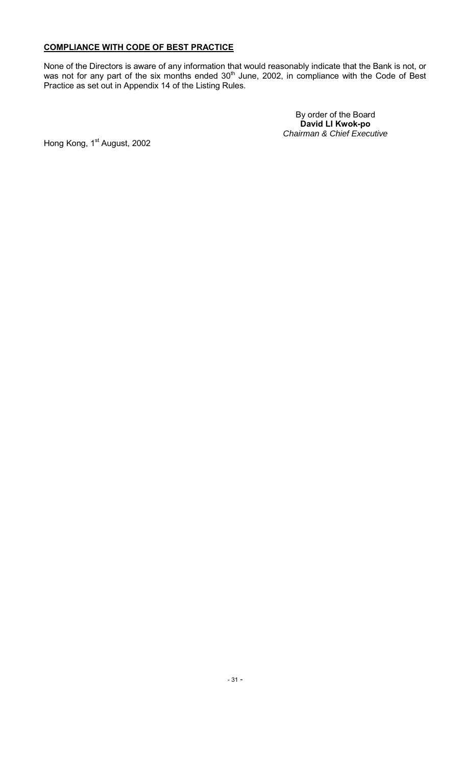**COMPLIANCE WITH CODE OF BEST PRACTICE**

None of the Directors is aware of any information that would reasonably indicate that the Bank is not, or was not for any part of the six months ended 30th June, 2002, in compliance with the Code of Best Practice as set out in Appendix 14 of the Listing Rules.

By order of the Board
**David LI Kwok-po**
*Chairman & Chief Executive*

Hong Kong, 1st August, 2002